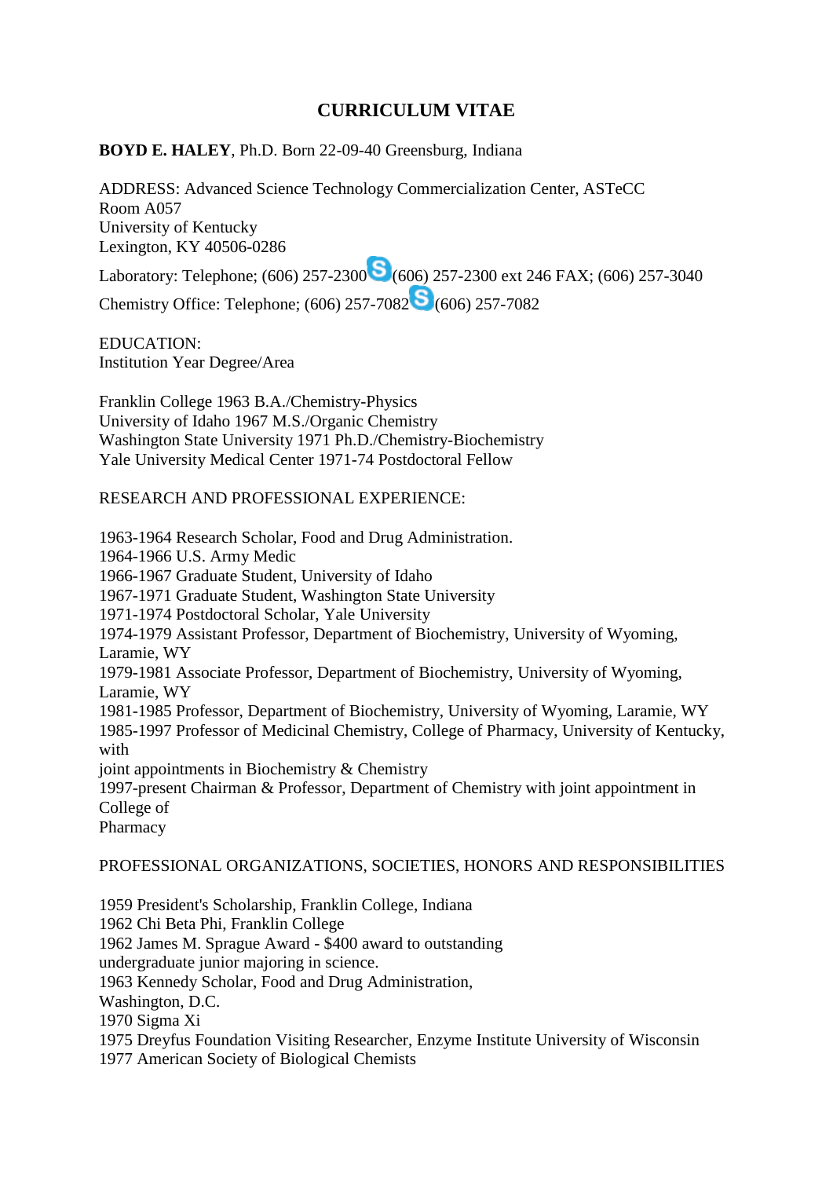# CURRICULUM VITAE

**BOYD E. HALEY**, Ph.D. Born 22-09-40 Greensburg, Indiana

ADDRESS: Advanced Science Technology Commercialization Center, ASTeCC
Room A057
University of Kentucky
Lexington, KY 40506-0286

Laboratory: Telephone; (606) 257-2300 (606) 257-2300 ext 246 FAX; (606) 257-3040

Chemistry Office: Telephone; (606) 257-7082 (606) 257-7082

EDUCATION:
Institution Year Degree/Area

Franklin College 1963 B.A./Chemistry-Physics
University of Idaho 1967 M.S./Organic Chemistry
Washington State University 1971 Ph.D./Chemistry-Biochemistry
Yale University Medical Center 1971-74 Postdoctoral Fellow

RESEARCH AND PROFESSIONAL EXPERIENCE:

1963-1964 Research Scholar, Food and Drug Administration.
1964-1966 U.S. Army Medic
1966-1967 Graduate Student, University of Idaho
1967-1971 Graduate Student, Washington State University
1971-1974 Postdoctoral Scholar, Yale University
1974-1979 Assistant Professor, Department of Biochemistry, University of Wyoming, Laramie, WY
1979-1981 Associate Professor, Department of Biochemistry, University of Wyoming, Laramie, WY
1981-1985 Professor, Department of Biochemistry, University of Wyoming, Laramie, WY
1985-1997 Professor of Medicinal Chemistry, College of Pharmacy, University of Kentucky, with joint appointments in Biochemistry & Chemistry
1997-present Chairman & Professor, Department of Chemistry with joint appointment in College of Pharmacy

PROFESSIONAL ORGANIZATIONS, SOCIETIES, HONORS AND RESPONSIBILITIES

1959 President's Scholarship, Franklin College, Indiana
1962 Chi Beta Phi, Franklin College
1962 James M. Sprague Award - $400 award to outstanding undergraduate junior majoring in science.
1963 Kennedy Scholar, Food and Drug Administration, Washington, D.C.
1970 Sigma Xi
1975 Dreyfus Foundation Visiting Researcher, Enzyme Institute University of Wisconsin
1977 American Society of Biological Chemists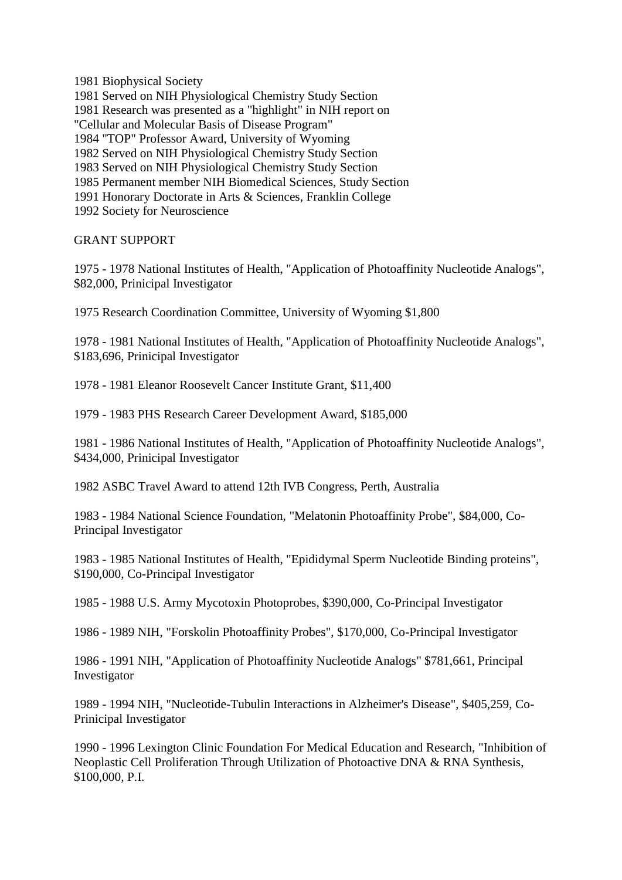1981 Biophysical Society
1981 Served on NIH Physiological Chemistry Study Section
1981 Research was presented as a "highlight" in NIH report on "Cellular and Molecular Basis of Disease Program"
1984 "TOP" Professor Award, University of Wyoming
1982 Served on NIH Physiological Chemistry Study Section
1983 Served on NIH Physiological Chemistry Study Section
1985 Permanent member NIH Biomedical Sciences, Study Section
1991 Honorary Doctorate in Arts & Sciences, Franklin College
1992 Society for Neuroscience

GRANT SUPPORT

1975 - 1978 National Institutes of Health, "Application of Photoaffinity Nucleotide Analogs", $82,000, Prinicipal Investigator

1975 Research Coordination Committee, University of Wyoming $1,800

1978 - 1981 National Institutes of Health, "Application of Photoaffinity Nucleotide Analogs", $183,696, Prinicipal Investigator

1978 - 1981 Eleanor Roosevelt Cancer Institute Grant, $11,400

1979 - 1983 PHS Research Career Development Award, $185,000

1981 - 1986 National Institutes of Health, "Application of Photoaffinity Nucleotide Analogs", $434,000, Prinicipal Investigator

1982 ASBC Travel Award to attend 12th IVB Congress, Perth, Australia

1983 - 1984 National Science Foundation, "Melatonin Photoaffinity Probe", $84,000, Co-Principal Investigator

1983 - 1985 National Institutes of Health, "Epididymal Sperm Nucleotide Binding proteins", $190,000, Co-Principal Investigator

1985 - 1988 U.S. Army Mycotoxin Photoprobes, $390,000, Co-Principal Investigator

1986 - 1989 NIH, "Forskolin Photoaffinity Probes", $170,000, Co-Principal Investigator

1986 - 1991 NIH, "Application of Photoaffinity Nucleotide Analogs" $781,661, Principal Investigator

1989 - 1994 NIH, "Nucleotide-Tubulin Interactions in Alzheimer's Disease", $405,259, Co-Prinicipal Investigator

1990 - 1996 Lexington Clinic Foundation For Medical Education and Research, "Inhibition of Neoplastic Cell Proliferation Through Utilization of Photoactive DNA & RNA Synthesis, $100,000, P.I.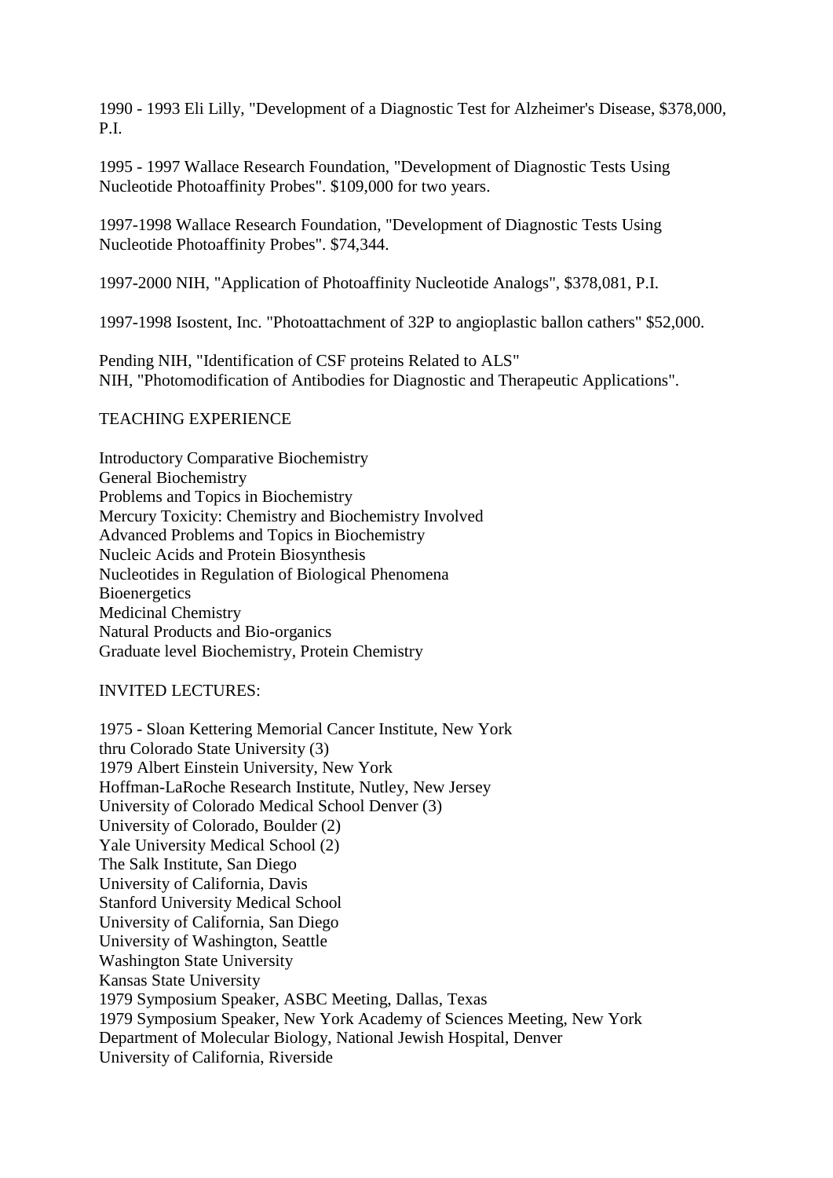1990 - 1993 Eli Lilly, "Development of a Diagnostic Test for Alzheimer's Disease, $378,000, P.I.

1995 - 1997 Wallace Research Foundation, "Development of Diagnostic Tests Using Nucleotide Photoaffinity Probes". $109,000 for two years.

1997-1998 Wallace Research Foundation, "Development of Diagnostic Tests Using Nucleotide Photoaffinity Probes". $74,344.

1997-2000 NIH, "Application of Photoaffinity Nucleotide Analogs", $378,081, P.I.

1997-1998 Isostent, Inc. "Photoattachment of 32P to angioplastic ballon cathers" $52,000.

Pending NIH, "Identification of CSF proteins Related to ALS"
NIH, "Photomodification of Antibodies for Diagnostic and Therapeutic Applications".

TEACHING EXPERIENCE

Introductory Comparative Biochemistry
General Biochemistry
Problems and Topics in Biochemistry
Mercury Toxicity: Chemistry and Biochemistry Involved
Advanced Problems and Topics in Biochemistry
Nucleic Acids and Protein Biosynthesis
Nucleotides in Regulation of Biological Phenomena
Bioenergetics
Medicinal Chemistry
Natural Products and Bio-organics
Graduate level Biochemistry, Protein Chemistry

INVITED LECTURES:

1975 - Sloan Kettering Memorial Cancer Institute, New York
thru Colorado State University (3)
1979 Albert Einstein University, New York
Hoffman-LaRoche Research Institute, Nutley, New Jersey
University of Colorado Medical School Denver (3)
University of Colorado, Boulder (2)
Yale University Medical School (2)
The Salk Institute, San Diego
University of California, Davis
Stanford University Medical School
University of California, San Diego
University of Washington, Seattle
Washington State University
Kansas State University
1979 Symposium Speaker, ASBC Meeting, Dallas, Texas
1979 Symposium Speaker, New York Academy of Sciences Meeting, New York
Department of Molecular Biology, National Jewish Hospital, Denver
University of California, Riverside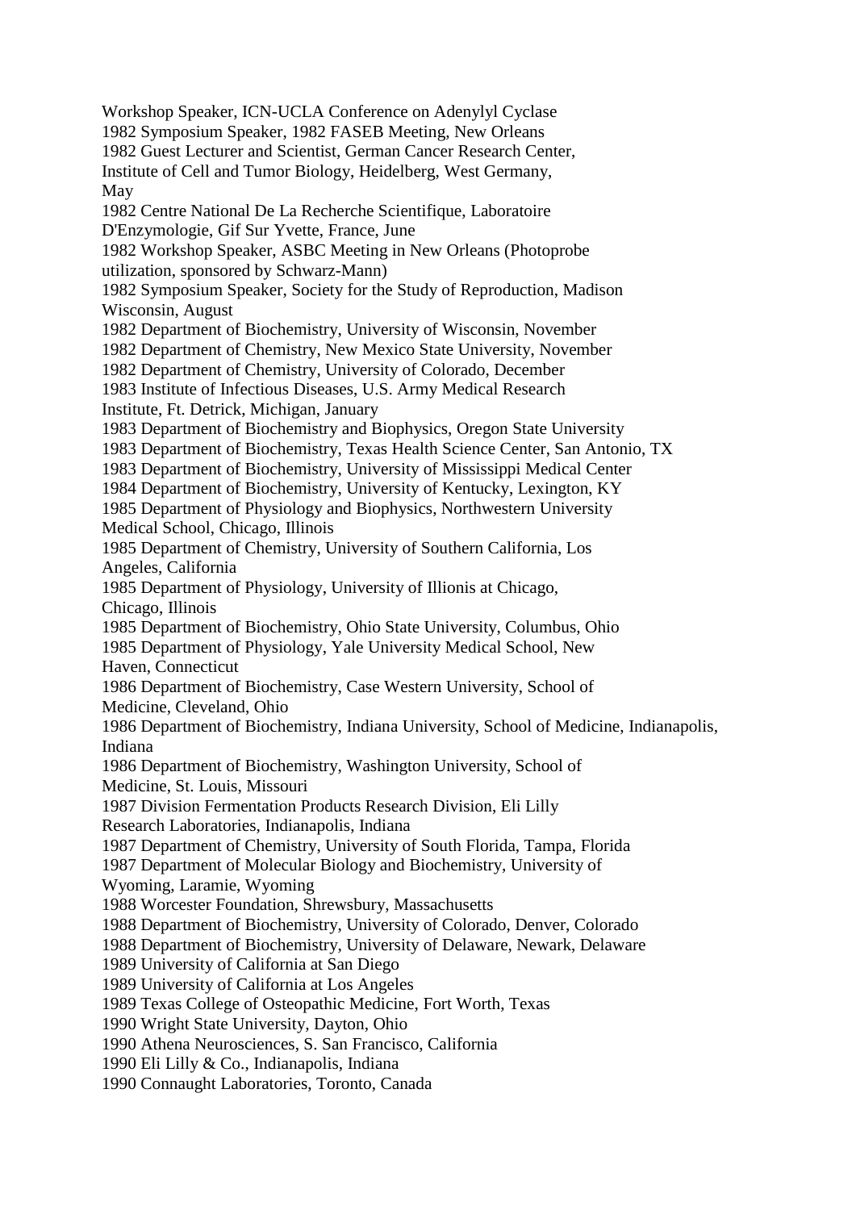Workshop Speaker, ICN-UCLA Conference on Adenylyl Cyclase
1982 Symposium Speaker, 1982 FASEB Meeting, New Orleans
1982 Guest Lecturer and Scientist, German Cancer Research Center, Institute of Cell and Tumor Biology, Heidelberg, West Germany, May
1982 Centre National De La Recherche Scientifique, Laboratoire D'Enzymologie, Gif Sur Yvette, France, June
1982 Workshop Speaker, ASBC Meeting in New Orleans (Photoprobe utilization, sponsored by Schwarz-Mann)
1982 Symposium Speaker, Society for the Study of Reproduction, Madison Wisconsin, August
1982 Department of Biochemistry, University of Wisconsin, November
1982 Department of Chemistry, New Mexico State University, November
1982 Department of Chemistry, University of Colorado, December
1983 Institute of Infectious Diseases, U.S. Army Medical Research Institute, Ft. Detrick, Michigan, January
1983 Department of Biochemistry and Biophysics, Oregon State University
1983 Department of Biochemistry, Texas Health Science Center, San Antonio, TX
1983 Department of Biochemistry, University of Mississippi Medical Center
1984 Department of Biochemistry, University of Kentucky, Lexington, KY
1985 Department of Physiology and Biophysics, Northwestern University Medical School, Chicago, Illinois
1985 Department of Chemistry, University of Southern California, Los Angeles, California
1985 Department of Physiology, University of Illionis at Chicago, Chicago, Illinois
1985 Department of Biochemistry, Ohio State University, Columbus, Ohio
1985 Department of Physiology, Yale University Medical School, New Haven, Connecticut
1986 Department of Biochemistry, Case Western University, School of Medicine, Cleveland, Ohio
1986 Department of Biochemistry, Indiana University, School of Medicine, Indianapolis, Indiana
1986 Department of Biochemistry, Washington University, School of Medicine, St. Louis, Missouri
1987 Division Fermentation Products Research Division, Eli Lilly Research Laboratories, Indianapolis, Indiana
1987 Department of Chemistry, University of South Florida, Tampa, Florida
1987 Department of Molecular Biology and Biochemistry, University of Wyoming, Laramie, Wyoming
1988 Worcester Foundation, Shrewsbury, Massachusetts
1988 Department of Biochemistry, University of Colorado, Denver, Colorado
1988 Department of Biochemistry, University of Delaware, Newark, Delaware
1989 University of California at San Diego
1989 University of California at Los Angeles
1989 Texas College of Osteopathic Medicine, Fort Worth, Texas
1990 Wright State University, Dayton, Ohio
1990 Athena Neurosciences, S. San Francisco, California
1990 Eli Lilly & Co., Indianapolis, Indiana
1990 Connaught Laboratories, Toronto, Canada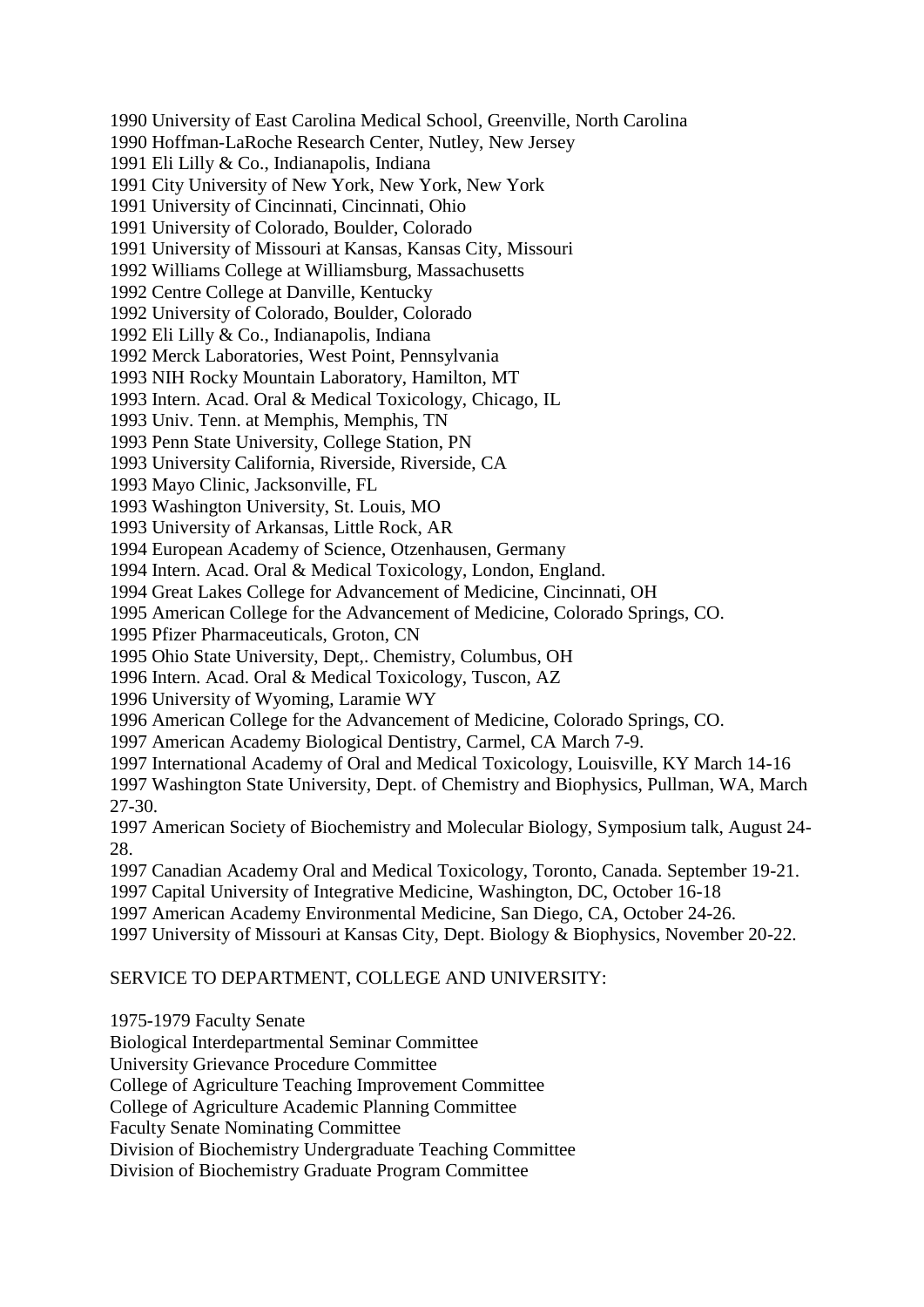1990 University of East Carolina Medical School, Greenville, North Carolina
1990 Hoffman-LaRoche Research Center, Nutley, New Jersey
1991 Eli Lilly & Co., Indianapolis, Indiana
1991 City University of New York, New York, New York
1991 University of Cincinnati, Cincinnati, Ohio
1991 University of Colorado, Boulder, Colorado
1991 University of Missouri at Kansas, Kansas City, Missouri
1992 Williams College at Williamsburg, Massachusetts
1992 Centre College at Danville, Kentucky
1992 University of Colorado, Boulder, Colorado
1992 Eli Lilly & Co., Indianapolis, Indiana
1992 Merck Laboratories, West Point, Pennsylvania
1993 NIH Rocky Mountain Laboratory, Hamilton, MT
1993 Intern. Acad. Oral & Medical Toxicology, Chicago, IL
1993 Univ. Tenn. at Memphis, Memphis, TN
1993 Penn State University, College Station, PN
1993 University California, Riverside, Riverside, CA
1993 Mayo Clinic, Jacksonville, FL
1993 Washington University, St. Louis, MO
1993 University of Arkansas, Little Rock, AR
1994 European Academy of Science, Otzenhausen, Germany
1994 Intern. Acad. Oral & Medical Toxicology, London, England.
1994 Great Lakes College for Advancement of Medicine, Cincinnati, OH
1995 American College for the Advancement of Medicine, Colorado Springs, CO.
1995 Pfizer Pharmaceuticals, Groton, CN
1995 Ohio State University, Dept,. Chemistry, Columbus, OH
1996 Intern. Acad. Oral & Medical Toxicology, Tuscon, AZ
1996 University of Wyoming, Laramie WY
1996 American College for the Advancement of Medicine, Colorado Springs, CO.
1997 American Academy Biological Dentistry, Carmel, CA March 7-9.
1997 International Academy of Oral and Medical Toxicology, Louisville, KY March 14-16
1997 Washington State University, Dept. of Chemistry and Biophysics, Pullman, WA, March 27-30.
1997 American Society of Biochemistry and Molecular Biology, Symposium talk, August 24-28.
1997 Canadian Academy Oral and Medical Toxicology, Toronto, Canada. September 19-21.
1997 Capital University of Integrative Medicine, Washington, DC, October 16-18
1997 American Academy Environmental Medicine, San Diego, CA, October 24-26.
1997 University of Missouri at Kansas City, Dept. Biology & Biophysics, November 20-22.

SERVICE TO DEPARTMENT, COLLEGE AND UNIVERSITY:

1975-1979 Faculty Senate
Biological Interdepartmental Seminar Committee
University Grievance Procedure Committee
College of Agriculture Teaching Improvement Committee
College of Agriculture Academic Planning Committee
Faculty Senate Nominating Committee
Division of Biochemistry Undergraduate Teaching Committee
Division of Biochemistry Graduate Program Committee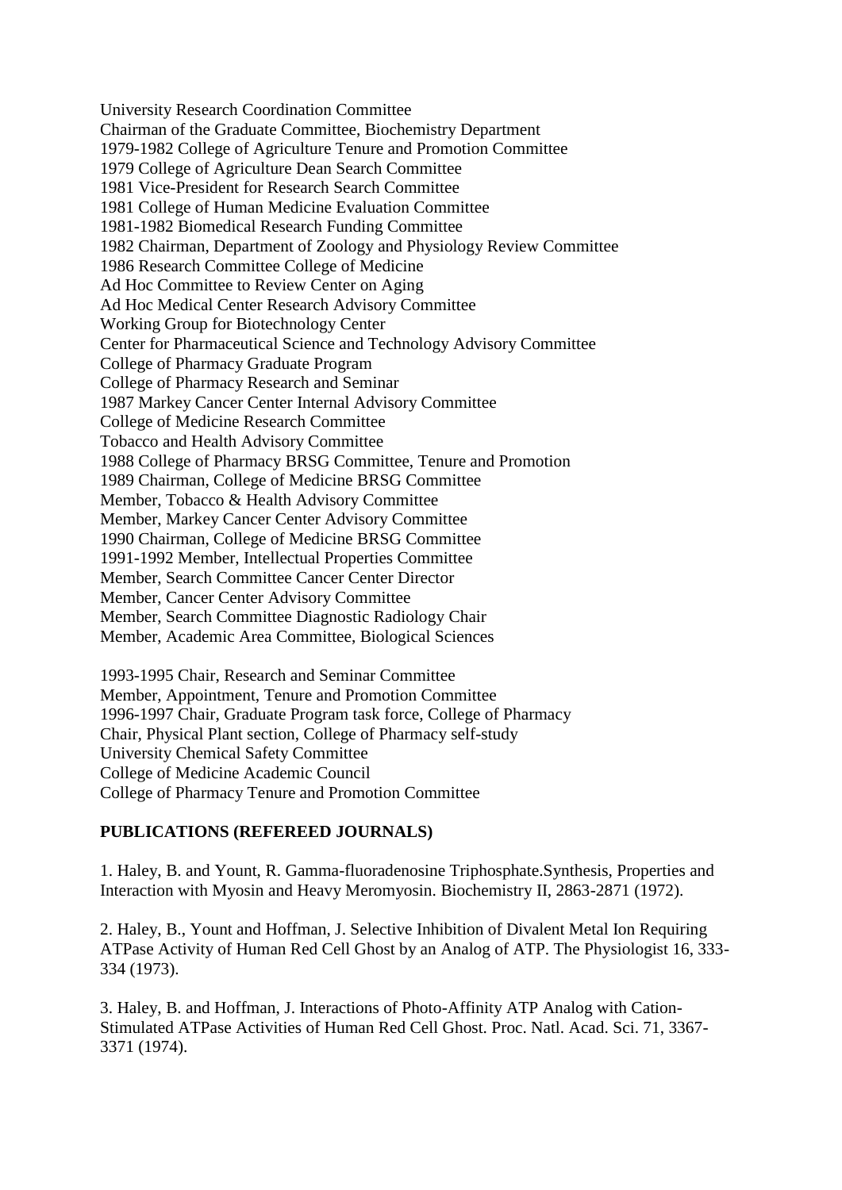University Research Coordination Committee
Chairman of the Graduate Committee, Biochemistry Department
1979-1982 College of Agriculture Tenure and Promotion Committee
1979 College of Agriculture Dean Search Committee
1981 Vice-President for Research Search Committee
1981 College of Human Medicine Evaluation Committee
1981-1982 Biomedical Research Funding Committee
1982 Chairman, Department of Zoology and Physiology Review Committee
1986 Research Committee College of Medicine
Ad Hoc Committee to Review Center on Aging
Ad Hoc Medical Center Research Advisory Committee
Working Group for Biotechnology Center
Center for Pharmaceutical Science and Technology Advisory Committee
College of Pharmacy Graduate Program
College of Pharmacy Research and Seminar
1987 Markey Cancer Center Internal Advisory Committee
College of Medicine Research Committee
Tobacco and Health Advisory Committee
1988 College of Pharmacy BRSG Committee, Tenure and Promotion
1989 Chairman, College of Medicine BRSG Committee
Member, Tobacco & Health Advisory Committee
Member, Markey Cancer Center Advisory Committee
1990 Chairman, College of Medicine BRSG Committee
1991-1992 Member, Intellectual Properties Committee
Member, Search Committee Cancer Center Director
Member, Cancer Center Advisory Committee
Member, Search Committee Diagnostic Radiology Chair
Member, Academic Area Committee, Biological Sciences

1993-1995 Chair, Research and Seminar Committee
Member, Appointment, Tenure and Promotion Committee
1996-1997 Chair, Graduate Program task force, College of Pharmacy
Chair, Physical Plant section, College of Pharmacy self-study
University Chemical Safety Committee
College of Medicine Academic Council
College of Pharmacy Tenure and Promotion Committee

**PUBLICATIONS (REFEREED JOURNALS)**

1. Haley, B. and Yount, R. Gamma-fluoradenosine Triphosphate.Synthesis, Properties and Interaction with Myosin and Heavy Meromyosin. Biochemistry II, 2863-2871 (1972).

2. Haley, B., Yount and Hoffman, J. Selective Inhibition of Divalent Metal Ion Requiring ATPase Activity of Human Red Cell Ghost by an Analog of ATP. The Physiologist 16, 333-334 (1973).

3. Haley, B. and Hoffman, J. Interactions of Photo-Affinity ATP Analog with Cation-Stimulated ATPase Activities of Human Red Cell Ghost. Proc. Natl. Acad. Sci. 71, 3367-3371 (1974).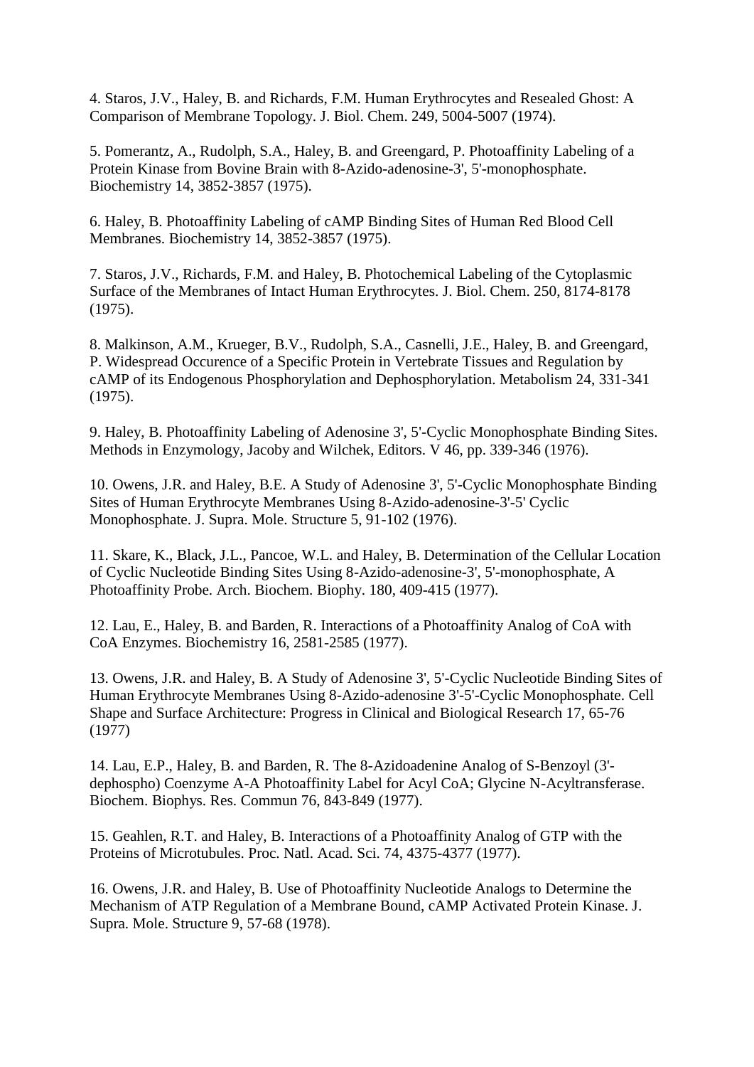4. Staros, J.V., Haley, B. and Richards, F.M. Human Erythrocytes and Resealed Ghost: A Comparison of Membrane Topology. J. Biol. Chem. 249, 5004-5007 (1974).

5. Pomerantz, A., Rudolph, S.A., Haley, B. and Greengard, P. Photoaffinity Labeling of a Protein Kinase from Bovine Brain with 8-Azido-adenosine-3', 5'-monophosphate. Biochemistry 14, 3852-3857 (1975).

6. Haley, B. Photoaffinity Labeling of cAMP Binding Sites of Human Red Blood Cell Membranes. Biochemistry 14, 3852-3857 (1975).

7. Staros, J.V., Richards, F.M. and Haley, B. Photochemical Labeling of the Cytoplasmic Surface of the Membranes of Intact Human Erythrocytes. J. Biol. Chem. 250, 8174-8178 (1975).

8. Malkinson, A.M., Krueger, B.V., Rudolph, S.A., Casnelli, J.E., Haley, B. and Greengard, P. Widespread Occurence of a Specific Protein in Vertebrate Tissues and Regulation by cAMP of its Endogenous Phosphorylation and Dephosphorylation. Metabolism 24, 331-341 (1975).

9. Haley, B. Photoaffinity Labeling of Adenosine 3', 5'-Cyclic Monophosphate Binding Sites. Methods in Enzymology, Jacoby and Wilchek, Editors. V 46, pp. 339-346 (1976).

10. Owens, J.R. and Haley, B.E. A Study of Adenosine 3', 5'-Cyclic Monophosphate Binding Sites of Human Erythrocyte Membranes Using 8-Azido-adenosine-3'-5' Cyclic Monophosphate. J. Supra. Mole. Structure 5, 91-102 (1976).

11. Skare, K., Black, J.L., Pancoe, W.L. and Haley, B. Determination of the Cellular Location of Cyclic Nucleotide Binding Sites Using 8-Azido-adenosine-3', 5'-monophosphate, A Photoaffinity Probe. Arch. Biochem. Biophy. 180, 409-415 (1977).

12. Lau, E., Haley, B. and Barden, R. Interactions of a Photoaffinity Analog of CoA with CoA Enzymes. Biochemistry 16, 2581-2585 (1977).

13. Owens, J.R. and Haley, B. A Study of Adenosine 3', 5'-Cyclic Nucleotide Binding Sites of Human Erythrocyte Membranes Using 8-Azido-adenosine 3'-5'-Cyclic Monophosphate. Cell Shape and Surface Architecture: Progress in Clinical and Biological Research 17, 65-76 (1977)

14. Lau, E.P., Haley, B. and Barden, R. The 8-Azidoadenine Analog of S-Benzoyl (3'-dephospho) Coenzyme A-A Photoaffinity Label for Acyl CoA; Glycine N-Acyltransferase. Biochem. Biophys. Res. Commun 76, 843-849 (1977).

15. Geahlen, R.T. and Haley, B. Interactions of a Photoaffinity Analog of GTP with the Proteins of Microtubules. Proc. Natl. Acad. Sci. 74, 4375-4377 (1977).

16. Owens, J.R. and Haley, B. Use of Photoaffinity Nucleotide Analogs to Determine the Mechanism of ATP Regulation of a Membrane Bound, cAMP Activated Protein Kinase. J. Supra. Mole. Structure 9, 57-68 (1978).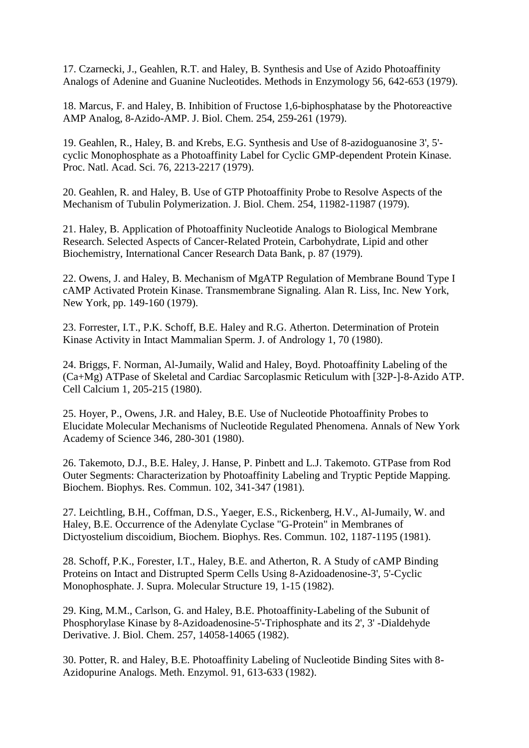17. Czarnecki, J., Geahlen, R.T. and Haley, B. Synthesis and Use of Azido Photoaffinity Analogs of Adenine and Guanine Nucleotides. Methods in Enzymology 56, 642-653 (1979).

18. Marcus, F. and Haley, B. Inhibition of Fructose 1,6-biphosphatase by the Photoreactive AMP Analog, 8-Azido-AMP. J. Biol. Chem. 254, 259-261 (1979).

19. Geahlen, R., Haley, B. and Krebs, E.G. Synthesis and Use of 8-azidoguanosine 3', 5'-cyclic Monophosphate as a Photoaffinity Label for Cyclic GMP-dependent Protein Kinase. Proc. Natl. Acad. Sci. 76, 2213-2217 (1979).

20. Geahlen, R. and Haley, B. Use of GTP Photoaffinity Probe to Resolve Aspects of the Mechanism of Tubulin Polymerization. J. Biol. Chem. 254, 11982-11987 (1979).

21. Haley, B. Application of Photoaffinity Nucleotide Analogs to Biological Membrane Research. Selected Aspects of Cancer-Related Protein, Carbohydrate, Lipid and other Biochemistry, International Cancer Research Data Bank, p. 87 (1979).

22. Owens, J. and Haley, B. Mechanism of MgATP Regulation of Membrane Bound Type I cAMP Activated Protein Kinase. Transmembrane Signaling. Alan R. Liss, Inc. New York, New York, pp. 149-160 (1979).

23. Forrester, I.T., P.K. Schoff, B.E. Haley and R.G. Atherton. Determination of Protein Kinase Activity in Intact Mammalian Sperm. J. of Andrology 1, 70 (1980).

24. Briggs, F. Norman, Al-Jumaily, Walid and Haley, Boyd. Photoaffinity Labeling of the (Ca+Mg) ATPase of Skeletal and Cardiac Sarcoplasmic Reticulum with [32P-]-8-Azido ATP. Cell Calcium 1, 205-215 (1980).

25. Hoyer, P., Owens, J.R. and Haley, B.E. Use of Nucleotide Photoaffinity Probes to Elucidate Molecular Mechanisms of Nucleotide Regulated Phenomena. Annals of New York Academy of Science 346, 280-301 (1980).

26. Takemoto, D.J., B.E. Haley, J. Hanse, P. Pinbett and L.J. Takemoto. GTPase from Rod Outer Segments: Characterization by Photoaffinity Labeling and Tryptic Peptide Mapping. Biochem. Biophys. Res. Commun. 102, 341-347 (1981).

27. Leichtling, B.H., Coffman, D.S., Yaeger, E.S., Rickenberg, H.V., Al-Jumaily, W. and Haley, B.E. Occurrence of the Adenylate Cyclase "G-Protein" in Membranes of Dictyostelium discoidium, Biochem. Biophys. Res. Commun. 102, 1187-1195 (1981).

28. Schoff, P.K., Forester, I.T., Haley, B.E. and Atherton, R. A Study of cAMP Binding Proteins on Intact and Distrupted Sperm Cells Using 8-Azidoadenosine-3', 5'-Cyclic Monophosphate. J. Supra. Molecular Structure 19, 1-15 (1982).

29. King, M.M., Carlson, G. and Haley, B.E. Photoaffinity-Labeling of the Subunit of Phosphorylase Kinase by 8-Azidoadenosine-5'-Triphosphate and its 2', 3' -Dialdehyde Derivative. J. Biol. Chem. 257, 14058-14065 (1982).

30. Potter, R. and Haley, B.E. Photoaffinity Labeling of Nucleotide Binding Sites with 8-Azidopurine Analogs. Meth. Enzymol. 91, 613-633 (1982).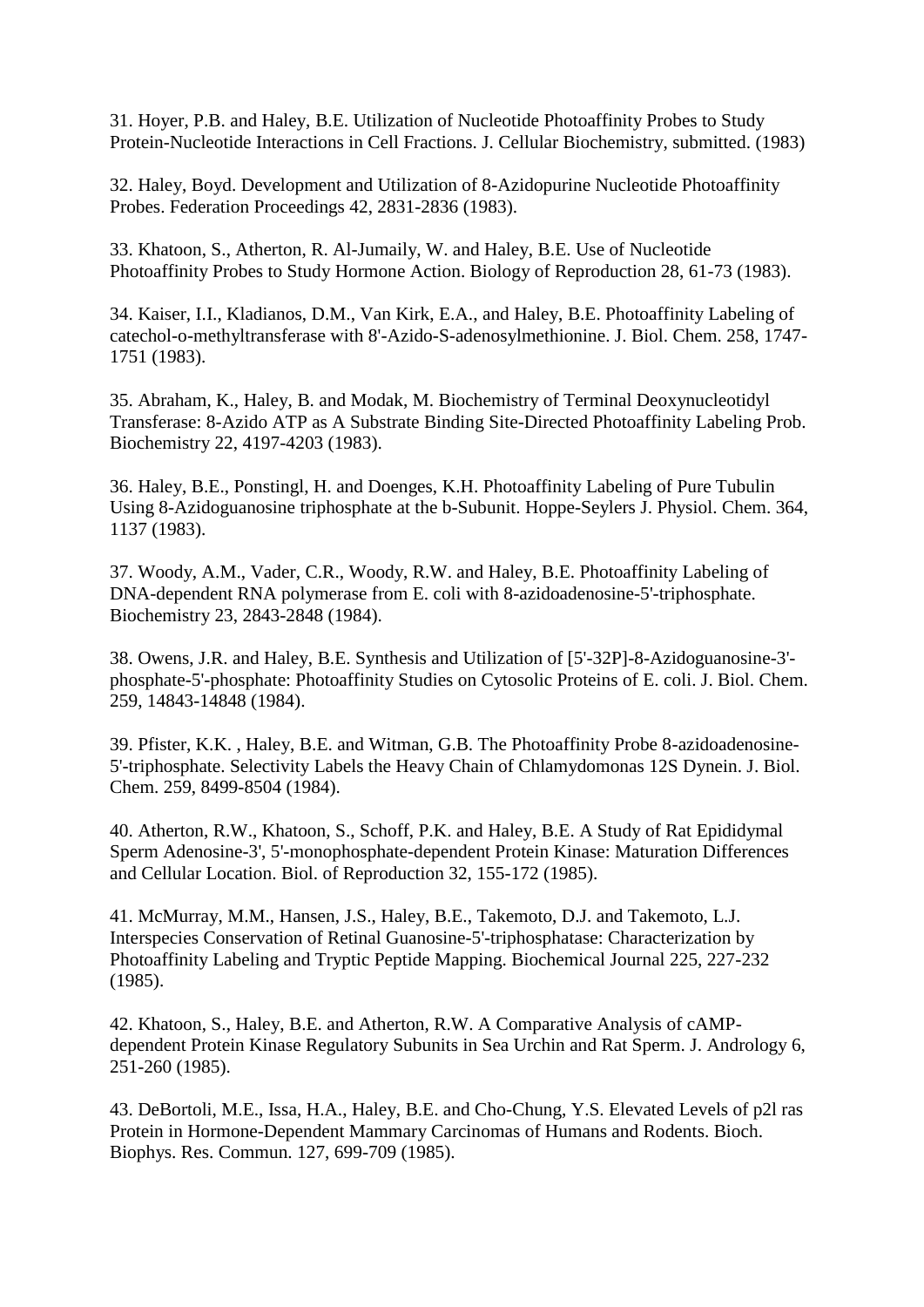31. Hoyer, P.B. and Haley, B.E. Utilization of Nucleotide Photoaffinity Probes to Study Protein-Nucleotide Interactions in Cell Fractions. J. Cellular Biochemistry, submitted. (1983)

32. Haley, Boyd. Development and Utilization of 8-Azidopurine Nucleotide Photoaffinity Probes. Federation Proceedings 42, 2831-2836 (1983).

33. Khatoon, S., Atherton, R. Al-Jumaily, W. and Haley, B.E. Use of Nucleotide Photoaffinity Probes to Study Hormone Action. Biology of Reproduction 28, 61-73 (1983).

34. Kaiser, I.I., Kladianos, D.M., Van Kirk, E.A., and Haley, B.E. Photoaffinity Labeling of catechol-o-methyltransferase with 8'-Azido-S-adenosylmethionine. J. Biol. Chem. 258, 1747-1751 (1983).

35. Abraham, K., Haley, B. and Modak, M. Biochemistry of Terminal Deoxynucleotidyl Transferase: 8-Azido ATP as A Substrate Binding Site-Directed Photoaffinity Labeling Prob. Biochemistry 22, 4197-4203 (1983).

36. Haley, B.E., Ponstingl, H. and Doenges, K.H. Photoaffinity Labeling of Pure Tubulin Using 8-Azidoguanosine triphosphate at the b-Subunit. Hoppe-Seylers J. Physiol. Chem. 364, 1137 (1983).

37. Woody, A.M., Vader, C.R., Woody, R.W. and Haley, B.E. Photoaffinity Labeling of DNA-dependent RNA polymerase from E. coli with 8-azidoadenosine-5'-triphosphate. Biochemistry 23, 2843-2848 (1984).

38. Owens, J.R. and Haley, B.E. Synthesis and Utilization of [5'-32P]-8-Azidoguanosine-3'-phosphate-5'-phosphate: Photoaffinity Studies on Cytosolic Proteins of E. coli. J. Biol. Chem. 259, 14843-14848 (1984).

39. Pfister, K.K. , Haley, B.E. and Witman, G.B. The Photoaffinity Probe 8-azidoadenosine-5'-triphosphate. Selectivity Labels the Heavy Chain of Chlamydomonas 12S Dynein. J. Biol. Chem. 259, 8499-8504 (1984).

40. Atherton, R.W., Khatoon, S., Schoff, P.K. and Haley, B.E. A Study of Rat Epididymal Sperm Adenosine-3', 5'-monophosphate-dependent Protein Kinase: Maturation Differences and Cellular Location. Biol. of Reproduction 32, 155-172 (1985).

41. McMurray, M.M., Hansen, J.S., Haley, B.E., Takemoto, D.J. and Takemoto, L.J. Interspecies Conservation of Retinal Guanosine-5'-triphosphatase: Characterization by Photoaffinity Labeling and Tryptic Peptide Mapping. Biochemical Journal 225, 227-232 (1985).

42. Khatoon, S., Haley, B.E. and Atherton, R.W. A Comparative Analysis of cAMP-dependent Protein Kinase Regulatory Subunits in Sea Urchin and Rat Sperm. J. Andrology 6, 251-260 (1985).

43. DeBortoli, M.E., Issa, H.A., Haley, B.E. and Cho-Chung, Y.S. Elevated Levels of p2l ras Protein in Hormone-Dependent Mammary Carcinomas of Humans and Rodents. Bioch. Biophys. Res. Commun. 127, 699-709 (1985).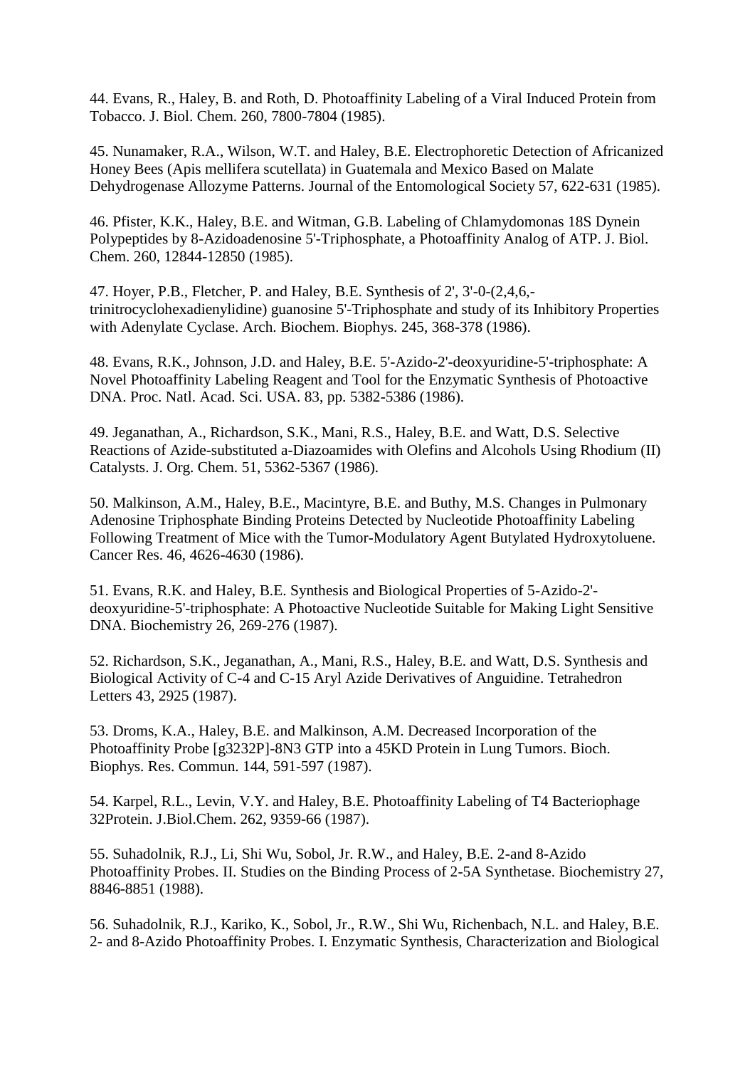44. Evans, R., Haley, B. and Roth, D. Photoaffinity Labeling of a Viral Induced Protein from Tobacco. J. Biol. Chem. 260, 7800-7804 (1985).

45. Nunamaker, R.A., Wilson, W.T. and Haley, B.E. Electrophoretic Detection of Africanized Honey Bees (Apis mellifera scutellata) in Guatemala and Mexico Based on Malate Dehydrogenase Allozyme Patterns. Journal of the Entomological Society 57, 622-631 (1985).

46. Pfister, K.K., Haley, B.E. and Witman, G.B. Labeling of Chlamydomonas 18S Dynein Polypeptides by 8-Azidoadenosine 5'-Triphosphate, a Photoaffinity Analog of ATP. J. Biol. Chem. 260, 12844-12850 (1985).

47. Hoyer, P.B., Fletcher, P. and Haley, B.E. Synthesis of 2', 3'-0-(2,4,6,-trinitrocyclohexadienylidine) guanosine 5'-Triphosphate and study of its Inhibitory Properties with Adenylate Cyclase. Arch. Biochem. Biophys. 245, 368-378 (1986).

48. Evans, R.K., Johnson, J.D. and Haley, B.E. 5'-Azido-2'-deoxyuridine-5'-triphosphate: A Novel Photoaffinity Labeling Reagent and Tool for the Enzymatic Synthesis of Photoactive DNA. Proc. Natl. Acad. Sci. USA. 83, pp. 5382-5386 (1986).

49. Jeganathan, A., Richardson, S.K., Mani, R.S., Haley, B.E. and Watt, D.S. Selective Reactions of Azide-substituted a-Diazoamides with Olefins and Alcohols Using Rhodium (II) Catalysts. J. Org. Chem. 51, 5362-5367 (1986).

50. Malkinson, A.M., Haley, B.E., Macintyre, B.E. and Buthy, M.S. Changes in Pulmonary Adenosine Triphosphate Binding Proteins Detected by Nucleotide Photoaffinity Labeling Following Treatment of Mice with the Tumor-Modulatory Agent Butylated Hydroxytoluene. Cancer Res. 46, 4626-4630 (1986).

51. Evans, R.K. and Haley, B.E. Synthesis and Biological Properties of 5-Azido-2'-deoxyuridine-5'-triphosphate: A Photoactive Nucleotide Suitable for Making Light Sensitive DNA. Biochemistry 26, 269-276 (1987).

52. Richardson, S.K., Jeganathan, A., Mani, R.S., Haley, B.E. and Watt, D.S. Synthesis and Biological Activity of C-4 and C-15 Aryl Azide Derivatives of Anguidine. Tetrahedron Letters 43, 2925 (1987).

53. Droms, K.A., Haley, B.E. and Malkinson, A.M. Decreased Incorporation of the Photoaffinity Probe [g3232P]-8N3 GTP into a 45KD Protein in Lung Tumors. Bioch. Biophys. Res. Commun. 144, 591-597 (1987).

54. Karpel, R.L., Levin, V.Y. and Haley, B.E. Photoaffinity Labeling of T4 Bacteriophage 32Protein. J.Biol.Chem. 262, 9359-66 (1987).

55. Suhadolnik, R.J., Li, Shi Wu, Sobol, Jr. R.W., and Haley, B.E. 2-and 8-Azido Photoaffinity Probes. II. Studies on the Binding Process of 2-5A Synthetase. Biochemistry 27, 8846-8851 (1988).

56. Suhadolnik, R.J., Kariko, K., Sobol, Jr., R.W., Shi Wu, Richenbach, N.L. and Haley, B.E. 2- and 8-Azido Photoaffinity Probes. I. Enzymatic Synthesis, Characterization and Biological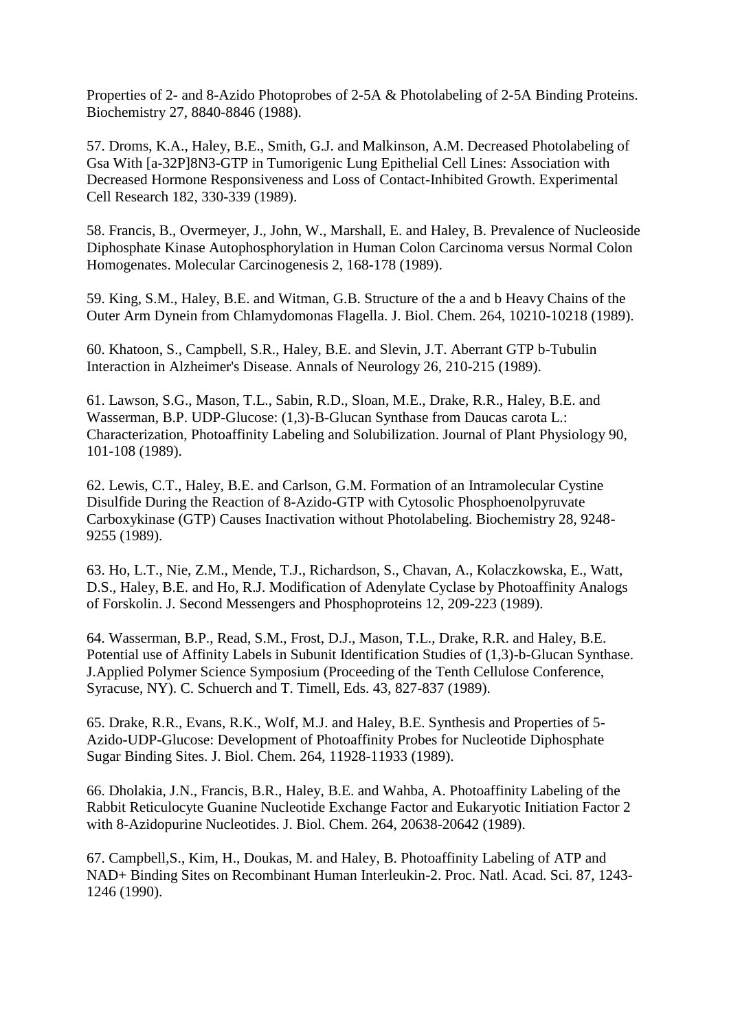Properties of 2- and 8-Azido Photoprobes of 2-5A & Photolabeling of 2-5A Binding Proteins. Biochemistry 27, 8840-8846 (1988).

57. Droms, K.A., Haley, B.E., Smith, G.J. and Malkinson, A.M. Decreased Photolabeling of Gsa With [a-32P]8N3-GTP in Tumorigenic Lung Epithelial Cell Lines: Association with Decreased Hormone Responsiveness and Loss of Contact-Inhibited Growth. Experimental Cell Research 182, 330-339 (1989).

58. Francis, B., Overmeyer, J., John, W., Marshall, E. and Haley, B. Prevalence of Nucleoside Diphosphate Kinase Autophosphorylation in Human Colon Carcinoma versus Normal Colon Homogenates. Molecular Carcinogenesis 2, 168-178 (1989).

59. King, S.M., Haley, B.E. and Witman, G.B. Structure of the a and b Heavy Chains of the Outer Arm Dynein from Chlamydomonas Flagella. J. Biol. Chem. 264, 10210-10218 (1989).

60. Khatoon, S., Campbell, S.R., Haley, B.E. and Slevin, J.T. Aberrant GTP b-Tubulin Interaction in Alzheimer's Disease. Annals of Neurology 26, 210-215 (1989).

61. Lawson, S.G., Mason, T.L., Sabin, R.D., Sloan, M.E., Drake, R.R., Haley, B.E. and Wasserman, B.P. UDP-Glucose: (1,3)-B-Glucan Synthase from Daucas carota L.: Characterization, Photoaffinity Labeling and Solubilization. Journal of Plant Physiology 90, 101-108 (1989).

62. Lewis, C.T., Haley, B.E. and Carlson, G.M. Formation of an Intramolecular Cystine Disulfide During the Reaction of 8-Azido-GTP with Cytosolic Phosphoenolpyruvate Carboxykinase (GTP) Causes Inactivation without Photolabeling. Biochemistry 28, 9248-9255 (1989).

63. Ho, L.T., Nie, Z.M., Mende, T.J., Richardson, S., Chavan, A., Kolaczkowska, E., Watt, D.S., Haley, B.E. and Ho, R.J. Modification of Adenylate Cyclase by Photoaffinity Analogs of Forskolin. J. Second Messengers and Phosphoproteins 12, 209-223 (1989).

64. Wasserman, B.P., Read, S.M., Frost, D.J., Mason, T.L., Drake, R.R. and Haley, B.E. Potential use of Affinity Labels in Subunit Identification Studies of (1,3)-b-Glucan Synthase. J.Applied Polymer Science Symposium (Proceeding of the Tenth Cellulose Conference, Syracuse, NY). C. Schuerch and T. Timell, Eds. 43, 827-837 (1989).

65. Drake, R.R., Evans, R.K., Wolf, M.J. and Haley, B.E. Synthesis and Properties of 5-Azido-UDP-Glucose: Development of Photoaffinity Probes for Nucleotide Diphosphate Sugar Binding Sites. J. Biol. Chem. 264, 11928-11933 (1989).

66. Dholakia, J.N., Francis, B.R., Haley, B.E. and Wahba, A. Photoaffinity Labeling of the Rabbit Reticulocyte Guanine Nucleotide Exchange Factor and Eukaryotic Initiation Factor 2 with 8-Azidopurine Nucleotides. J. Biol. Chem. 264, 20638-20642 (1989).

67. Campbell,S., Kim, H., Doukas, M. and Haley, B. Photoaffinity Labeling of ATP and NAD+ Binding Sites on Recombinant Human Interleukin-2. Proc. Natl. Acad. Sci. 87, 1243-1246 (1990).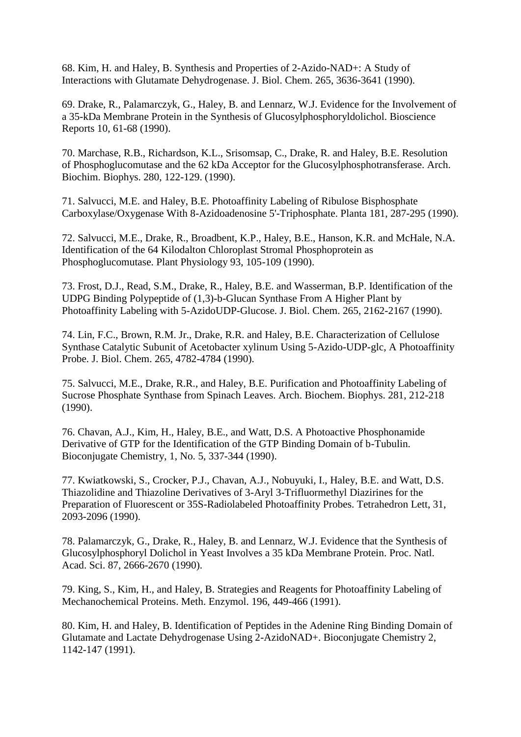68. Kim, H. and Haley, B. Synthesis and Properties of 2-Azido-NAD+: A Study of Interactions with Glutamate Dehydrogenase. J. Biol. Chem. 265, 3636-3641 (1990).

69. Drake, R., Palamarczyk, G., Haley, B. and Lennarz, W.J. Evidence for the Involvement of a 35-kDa Membrane Protein in the Synthesis of Glucosylphosphoryldolichol. Bioscience Reports 10, 61-68 (1990).

70. Marchase, R.B., Richardson, K.L., Srisomsap, C., Drake, R. and Haley, B.E. Resolution of Phosphoglucomutase and the 62 kDa Acceptor for the Glucosylphosphotransferase. Arch. Biochim. Biophys. 280, 122-129. (1990).

71. Salvucci, M.E. and Haley, B.E. Photoaffinity Labeling of Ribulose Bisphosphate Carboxylase/Oxygenase With 8-Azidoadenosine 5'-Triphosphate. Planta 181, 287-295 (1990).

72. Salvucci, M.E., Drake, R., Broadbent, K.P., Haley, B.E., Hanson, K.R. and McHale, N.A. Identification of the 64 Kilodalton Chloroplast Stromal Phosphoprotein as Phosphoglucomutase. Plant Physiology 93, 105-109 (1990).

73. Frost, D.J., Read, S.M., Drake, R., Haley, B.E. and Wasserman, B.P. Identification of the UDPG Binding Polypeptide of (1,3)-b-Glucan Synthase From A Higher Plant by Photoaffinity Labeling with 5-AzidoUDP-Glucose. J. Biol. Chem. 265, 2162-2167 (1990).

74. Lin, F.C., Brown, R.M. Jr., Drake, R.R. and Haley, B.E. Characterization of Cellulose Synthase Catalytic Subunit of Acetobacter xylinum Using 5-Azido-UDP-glc, A Photoaffinity Probe. J. Biol. Chem. 265, 4782-4784 (1990).

75. Salvucci, M.E., Drake, R.R., and Haley, B.E. Purification and Photoaffinity Labeling of Sucrose Phosphate Synthase from Spinach Leaves. Arch. Biochem. Biophys. 281, 212-218 (1990).

76. Chavan, A.J., Kim, H., Haley, B.E., and Watt, D.S. A Photoactive Phosphonamide Derivative of GTP for the Identification of the GTP Binding Domain of b-Tubulin. Bioconjugate Chemistry, 1, No. 5, 337-344 (1990).

77. Kwiatkowski, S., Crocker, P.J., Chavan, A.J., Nobuyuki, I., Haley, B.E. and Watt, D.S. Thiazolidine and Thiazoline Derivatives of 3-Aryl 3-Trifluormethyl Diazirines for the Preparation of Fluorescent or 35S-Radiolabeled Photoaffinity Probes. Tetrahedron Lett, 31, 2093-2096 (1990).

78. Palamarczyk, G., Drake, R., Haley, B. and Lennarz, W.J. Evidence that the Synthesis of Glucosylphosphoryl Dolichol in Yeast Involves a 35 kDa Membrane Protein. Proc. Natl. Acad. Sci. 87, 2666-2670 (1990).

79. King, S., Kim, H., and Haley, B. Strategies and Reagents for Photoaffinity Labeling of Mechanochemical Proteins. Meth. Enzymol. 196, 449-466 (1991).

80. Kim, H. and Haley, B. Identification of Peptides in the Adenine Ring Binding Domain of Glutamate and Lactate Dehydrogenase Using 2-AzidoNAD+. Bioconjugate Chemistry 2, 1142-147 (1991).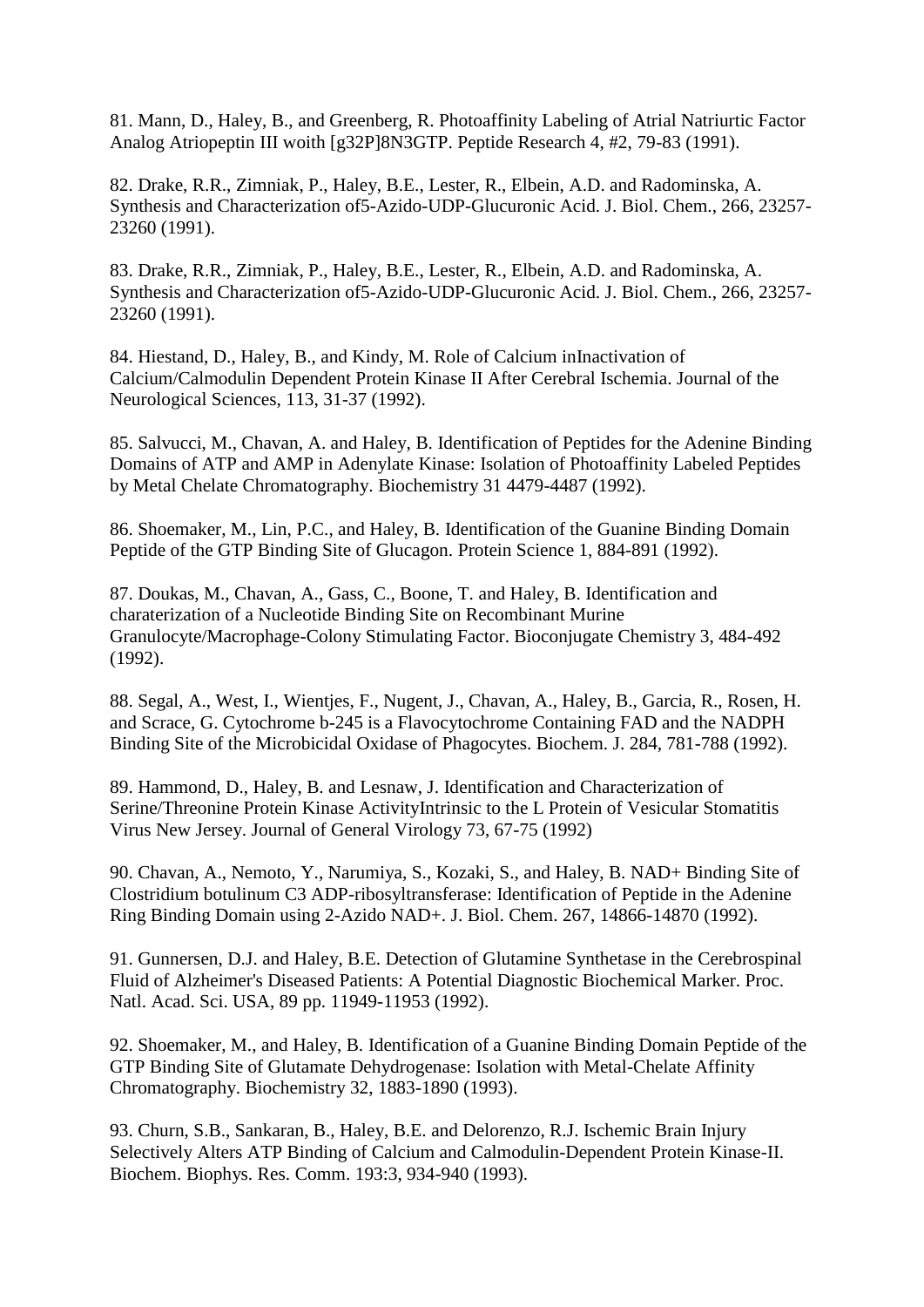81. Mann, D., Haley, B., and Greenberg, R. Photoaffinity Labeling of Atrial Natriurtic Factor Analog Atriopeptin III woith [g32P]8N3GTP. Peptide Research 4, #2, 79-83 (1991).

82. Drake, R.R., Zimniak, P., Haley, B.E., Lester, R., Elbein, A.D. and Radominska, A. Synthesis and Characterization of5-Azido-UDP-Glucuronic Acid. J. Biol. Chem., 266, 23257-23260 (1991).

83. Drake, R.R., Zimniak, P., Haley, B.E., Lester, R., Elbein, A.D. and Radominska, A. Synthesis and Characterization of5-Azido-UDP-Glucuronic Acid. J. Biol. Chem., 266, 23257-23260 (1991).

84. Hiestand, D., Haley, B., and Kindy, M. Role of Calcium inInactivation of Calcium/Calmodulin Dependent Protein Kinase II After Cerebral Ischemia. Journal of the Neurological Sciences, 113, 31-37 (1992).

85. Salvucci, M., Chavan, A. and Haley, B. Identification of Peptides for the Adenine Binding Domains of ATP and AMP in Adenylate Kinase: Isolation of Photoaffinity Labeled Peptides by Metal Chelate Chromatography. Biochemistry 31 4479-4487 (1992).

86. Shoemaker, M., Lin, P.C., and Haley, B. Identification of the Guanine Binding Domain Peptide of the GTP Binding Site of Glucagon. Protein Science 1, 884-891 (1992).

87. Doukas, M., Chavan, A., Gass, C., Boone, T. and Haley, B. Identification and charaterization of a Nucleotide Binding Site on Recombinant Murine Granulocyte/Macrophage-Colony Stimulating Factor. Bioconjugate Chemistry 3, 484-492 (1992).

88. Segal, A., West, I., Wientjes, F., Nugent, J., Chavan, A., Haley, B., Garcia, R., Rosen, H. and Scrace, G. Cytochrome b-245 is a Flavocytochrome Containing FAD and the NADPH Binding Site of the Microbicidal Oxidase of Phagocytes. Biochem. J. 284, 781-788 (1992).

89. Hammond, D., Haley, B. and Lesnaw, J. Identification and Characterization of Serine/Threonine Protein Kinase ActivityIntrinsic to the L Protein of Vesicular Stomatitis Virus New Jersey. Journal of General Virology 73, 67-75 (1992)

90. Chavan, A., Nemoto, Y., Narumiya, S., Kozaki, S., and Haley, B. NAD+ Binding Site of Clostridium botulinum C3 ADP-ribosyltransferase: Identification of Peptide in the Adenine Ring Binding Domain using 2-Azido NAD+. J. Biol. Chem. 267, 14866-14870 (1992).

91. Gunnersen, D.J. and Haley, B.E. Detection of Glutamine Synthetase in the Cerebrospinal Fluid of Alzheimer's Diseased Patients: A Potential Diagnostic Biochemical Marker. Proc. Natl. Acad. Sci. USA, 89 pp. 11949-11953 (1992).

92. Shoemaker, M., and Haley, B. Identification of a Guanine Binding Domain Peptide of the GTP Binding Site of Glutamate Dehydrogenase: Isolation with Metal-Chelate Affinity Chromatography. Biochemistry 32, 1883-1890 (1993).

93. Churn, S.B., Sankaran, B., Haley, B.E. and Delorenzo, R.J. Ischemic Brain Injury Selectively Alters ATP Binding of Calcium and Calmodulin-Dependent Protein Kinase-II. Biochem. Biophys. Res. Comm. 193:3, 934-940 (1993).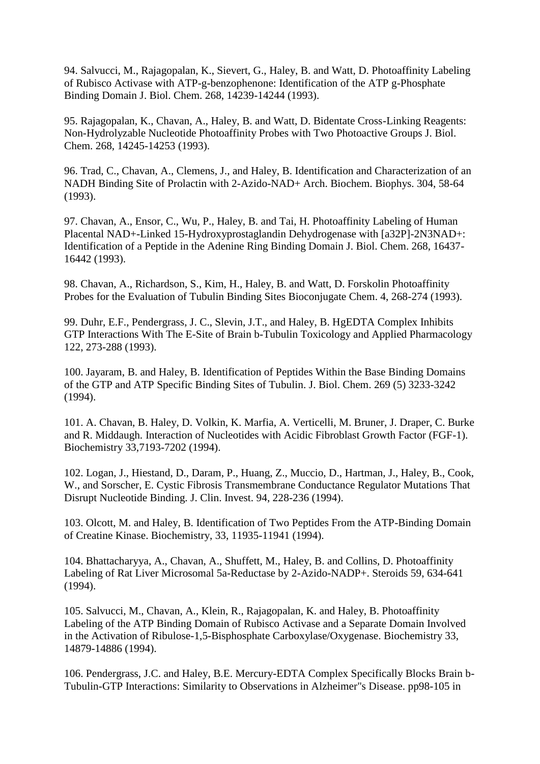94. Salvucci, M., Rajagopalan, K., Sievert, G., Haley, B. and Watt, D. Photoaffinity Labeling of Rubisco Activase with ATP-g-benzophenone: Identification of the ATP g-Phosphate Binding Domain J. Biol. Chem. 268, 14239-14244 (1993).

95. Rajagopalan, K., Chavan, A., Haley, B. and Watt, D. Bidentate Cross-Linking Reagents: Non-Hydrolyzable Nucleotide Photoaffinity Probes with Two Photoactive Groups J. Biol. Chem. 268, 14245-14253 (1993).

96. Trad, C., Chavan, A., Clemens, J., and Haley, B. Identification and Characterization of an NADH Binding Site of Prolactin with 2-Azido-NAD+ Arch. Biochem. Biophys. 304, 58-64 (1993).

97. Chavan, A., Ensor, C., Wu, P., Haley, B. and Tai, H. Photoaffinity Labeling of Human Placental NAD+-Linked 15-Hydroxyprostaglandin Dehydrogenase with [a32P]-2N3NAD+: Identification of a Peptide in the Adenine Ring Binding Domain J. Biol. Chem. 268, 16437-16442 (1993).

98. Chavan, A., Richardson, S., Kim, H., Haley, B. and Watt, D. Forskolin Photoaffinity Probes for the Evaluation of Tubulin Binding Sites Bioconjugate Chem. 4, 268-274 (1993).

99. Duhr, E.F., Pendergrass, J. C., Slevin, J.T., and Haley, B. HgEDTA Complex Inhibits GTP Interactions With The E-Site of Brain b-Tubulin Toxicology and Applied Pharmacology 122, 273-288 (1993).

100. Jayaram, B. and Haley, B. Identification of Peptides Within the Base Binding Domains of the GTP and ATP Specific Binding Sites of Tubulin. J. Biol. Chem. 269 (5) 3233-3242 (1994).

101. A. Chavan, B. Haley, D. Volkin, K. Marfia, A. Verticelli, M. Bruner, J. Draper, C. Burke and R. Middaugh. Interaction of Nucleotides with Acidic Fibroblast Growth Factor (FGF-1). Biochemistry 33,7193-7202 (1994).

102. Logan, J., Hiestand, D., Daram, P., Huang, Z., Muccio, D., Hartman, J., Haley, B., Cook, W., and Sorscher, E. Cystic Fibrosis Transmembrane Conductance Regulator Mutations That Disrupt Nucleotide Binding. J. Clin. Invest. 94, 228-236 (1994).

103. Olcott, M. and Haley, B. Identification of Two Peptides From the ATP-Binding Domain of Creatine Kinase. Biochemistry, 33, 11935-11941 (1994).

104. Bhattacharyya, A., Chavan, A., Shuffett, M., Haley, B. and Collins, D. Photoaffinity Labeling of Rat Liver Microsomal 5a-Reductase by 2-Azido-NADP+. Steroids 59, 634-641 (1994).

105. Salvucci, M., Chavan, A., Klein, R., Rajagopalan, K. and Haley, B. Photoaffinity Labeling of the ATP Binding Domain of Rubisco Activase and a Separate Domain Involved in the Activation of Ribulose-1,5-Bisphosphate Carboxylase/Oxygenase. Biochemistry 33, 14879-14886 (1994).

106. Pendergrass, J.C. and Haley, B.E. Mercury-EDTA Complex Specifically Blocks Brain b-Tubulin-GTP Interactions: Similarity to Observations in Alzheimer"s Disease. pp98-105 in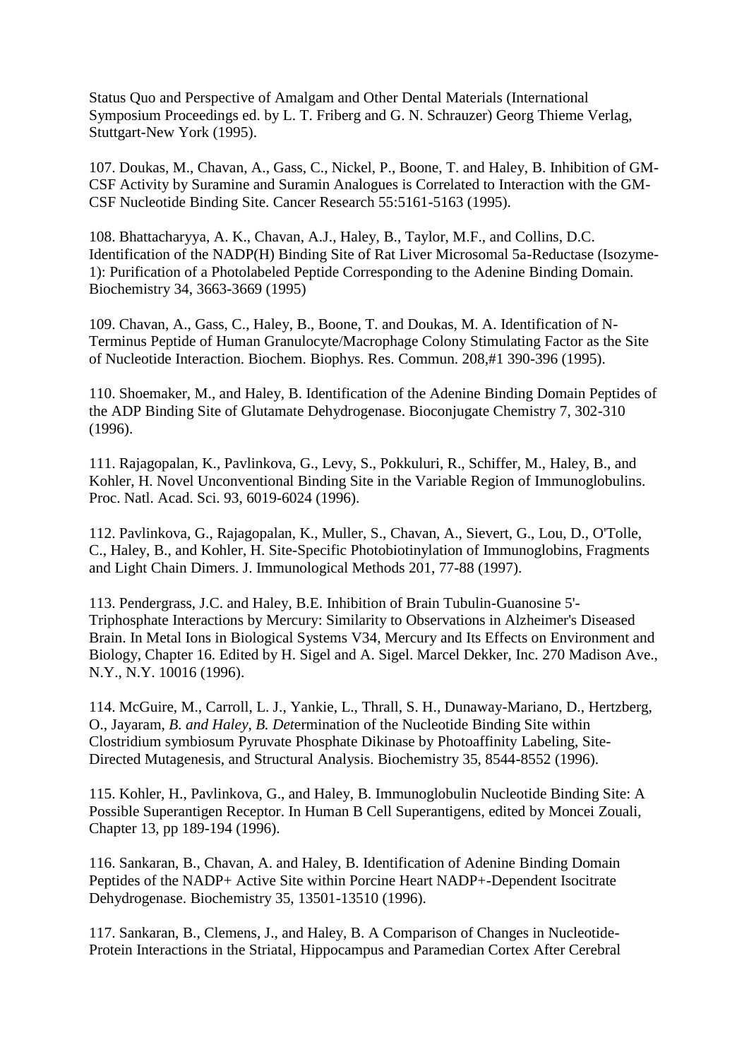Status Quo and Perspective of Amalgam and Other Dental Materials (International Symposium Proceedings ed. by L. T. Friberg and G. N. Schrauzer) Georg Thieme Verlag, Stuttgart-New York (1995).

107. Doukas, M., Chavan, A., Gass, C., Nickel, P., Boone, T. and Haley, B. Inhibition of GM-CSF Activity by Suramine and Suramin Analogues is Correlated to Interaction with the GM-CSF Nucleotide Binding Site. Cancer Research 55:5161-5163 (1995).

108. Bhattacharyya, A. K., Chavan, A.J., Haley, B., Taylor, M.F., and Collins, D.C. Identification of the NADP(H) Binding Site of Rat Liver Microsomal 5a-Reductase (Isozyme-1): Purification of a Photolabeled Peptide Corresponding to the Adenine Binding Domain. Biochemistry 34, 3663-3669 (1995)

109. Chavan, A., Gass, C., Haley, B., Boone, T. and Doukas, M. A. Identification of N-Terminus Peptide of Human Granulocyte/Macrophage Colony Stimulating Factor as the Site of Nucleotide Interaction. Biochem. Biophys. Res. Commun. 208,#1 390-396 (1995).

110. Shoemaker, M., and Haley, B. Identification of the Adenine Binding Domain Peptides of the ADP Binding Site of Glutamate Dehydrogenase. Bioconjugate Chemistry 7, 302-310 (1996).

111. Rajagopalan, K., Pavlinkova, G., Levy, S., Pokkuluri, R., Schiffer, M., Haley, B., and Kohler, H. Novel Unconventional Binding Site in the Variable Region of Immunoglobulins. Proc. Natl. Acad. Sci. 93, 6019-6024 (1996).

112. Pavlinkova, G., Rajagopalan, K., Muller, S., Chavan, A., Sievert, G., Lou, D., O'Tolle, C., Haley, B., and Kohler, H. Site-Specific Photobiotinylation of Immunoglobins, Fragments and Light Chain Dimers. J. Immunological Methods 201, 77-88 (1997).

113. Pendergrass, J.C. and Haley, B.E. Inhibition of Brain Tubulin-Guanosine 5'-Triphosphate Interactions by Mercury: Similarity to Observations in Alzheimer's Diseased Brain. In Metal Ions in Biological Systems V34, Mercury and Its Effects on Environment and Biology, Chapter 16. Edited by H. Sigel and A. Sigel. Marcel Dekker, Inc. 270 Madison Ave., N.Y., N.Y. 10016 (1996).

114. McGuire, M., Carroll, L. J., Yankie, L., Thrall, S. H., Dunaway-Mariano, D., Hertzberg, O., Jayaram, *B. and Haley, B. Det*ermination of the Nucleotide Binding Site within Clostridium symbiosum Pyruvate Phosphate Dikinase by Photoaffinity Labeling, Site-Directed Mutagenesis, and Structural Analysis. Biochemistry 35, 8544-8552 (1996).

115. Kohler, H., Pavlinkova, G., and Haley, B. Immunoglobulin Nucleotide Binding Site: A Possible Superantigen Receptor. In Human B Cell Superantigens, edited by Moncei Zouali, Chapter 13, pp 189-194 (1996).

116. Sankaran, B., Chavan, A. and Haley, B. Identification of Adenine Binding Domain Peptides of the NADP+ Active Site within Porcine Heart NADP+-Dependent Isocitrate Dehydrogenase. Biochemistry 35, 13501-13510 (1996).

117. Sankaran, B., Clemens, J., and Haley, B. A Comparison of Changes in Nucleotide-Protein Interactions in the Striatal, Hippocampus and Paramedian Cortex After Cerebral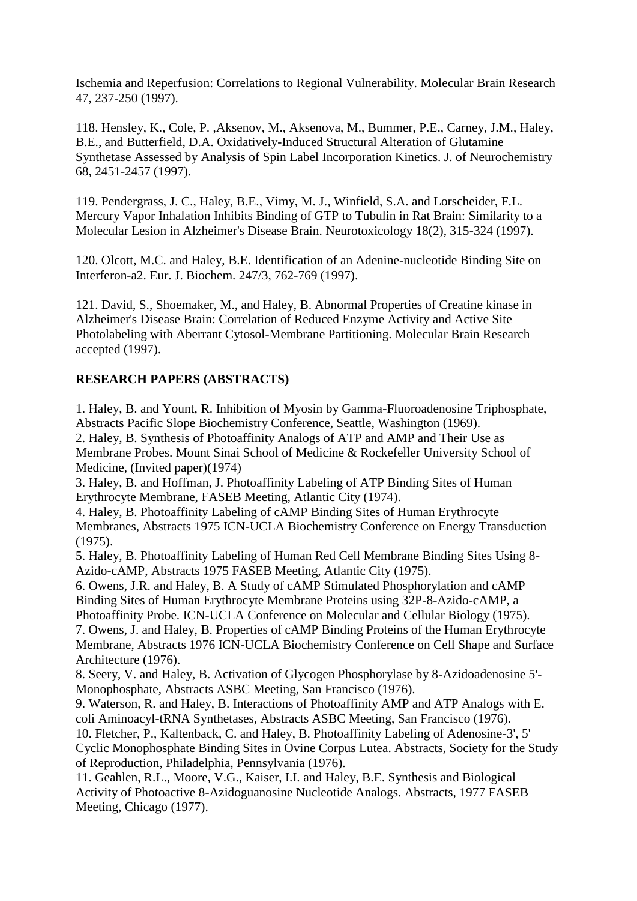Ischemia and Reperfusion: Correlations to Regional Vulnerability. Molecular Brain Research 47, 237-250 (1997).

118. Hensley, K., Cole, P. ,Aksenov, M., Aksenova, M., Bummer, P.E., Carney, J.M., Haley, B.E., and Butterfield, D.A. Oxidatively-Induced Structural Alteration of Glutamine Synthetase Assessed by Analysis of Spin Label Incorporation Kinetics. J. of Neurochemistry 68, 2451-2457 (1997).

119. Pendergrass, J. C., Haley, B.E., Vimy, M. J., Winfield, S.A. and Lorscheider, F.L. Mercury Vapor Inhalation Inhibits Binding of GTP to Tubulin in Rat Brain: Similarity to a Molecular Lesion in Alzheimer's Disease Brain. Neurotoxicology 18(2), 315-324 (1997).

120. Olcott, M.C. and Haley, B.E. Identification of an Adenine-nucleotide Binding Site on Interferon-a2. Eur. J. Biochem. 247/3, 762-769 (1997).

121. David, S., Shoemaker, M., and Haley, B. Abnormal Properties of Creatine kinase in Alzheimer's Disease Brain: Correlation of Reduced Enzyme Activity and Active Site Photolabeling with Aberrant Cytosol-Membrane Partitioning. Molecular Brain Research accepted (1997).

**RESEARCH PAPERS (ABSTRACTS)**

1. Haley, B. and Yount, R. Inhibition of Myosin by Gamma-Fluoroadenosine Triphosphate, Abstracts Pacific Slope Biochemistry Conference, Seattle, Washington (1969).
2. Haley, B. Synthesis of Photoaffinity Analogs of ATP and AMP and Their Use as Membrane Probes. Mount Sinai School of Medicine & Rockefeller University School of Medicine, (Invited paper)(1974)
3. Haley, B. and Hoffman, J. Photoaffinity Labeling of ATP Binding Sites of Human Erythrocyte Membrane, FASEB Meeting, Atlantic City (1974).
4. Haley, B. Photoaffinity Labeling of cAMP Binding Sites of Human Erythrocyte Membranes, Abstracts 1975 ICN-UCLA Biochemistry Conference on Energy Transduction (1975).
5. Haley, B. Photoaffinity Labeling of Human Red Cell Membrane Binding Sites Using 8-Azido-cAMP, Abstracts 1975 FASEB Meeting, Atlantic City (1975).
6. Owens, J.R. and Haley, B. A Study of cAMP Stimulated Phosphorylation and cAMP Binding Sites of Human Erythrocyte Membrane Proteins using 32P-8-Azido-cAMP, a Photoaffinity Probe. ICN-UCLA Conference on Molecular and Cellular Biology (1975).
7. Owens, J. and Haley, B. Properties of cAMP Binding Proteins of the Human Erythrocyte Membrane, Abstracts 1976 ICN-UCLA Biochemistry Conference on Cell Shape and Surface Architecture (1976).
8. Seery, V. and Haley, B. Activation of Glycogen Phosphorylase by 8-Azidoadenosine 5'-Monophosphate, Abstracts ASBC Meeting, San Francisco (1976).
9. Waterson, R. and Haley, B. Interactions of Photoaffinity AMP and ATP Analogs with E. coli Aminoacyl-tRNA Synthetases, Abstracts ASBC Meeting, San Francisco (1976).
10. Fletcher, P., Kaltenback, C. and Haley, B. Photoaffinity Labeling of Adenosine-3', 5' Cyclic Monophosphate Binding Sites in Ovine Corpus Lutea. Abstracts, Society for the Study of Reproduction, Philadelphia, Pennsylvania (1976).
11. Geahlen, R.L., Moore, V.G., Kaiser, I.I. and Haley, B.E. Synthesis and Biological Activity of Photoactive 8-Azidoguanosine Nucleotide Analogs. Abstracts, 1977 FASEB Meeting, Chicago (1977).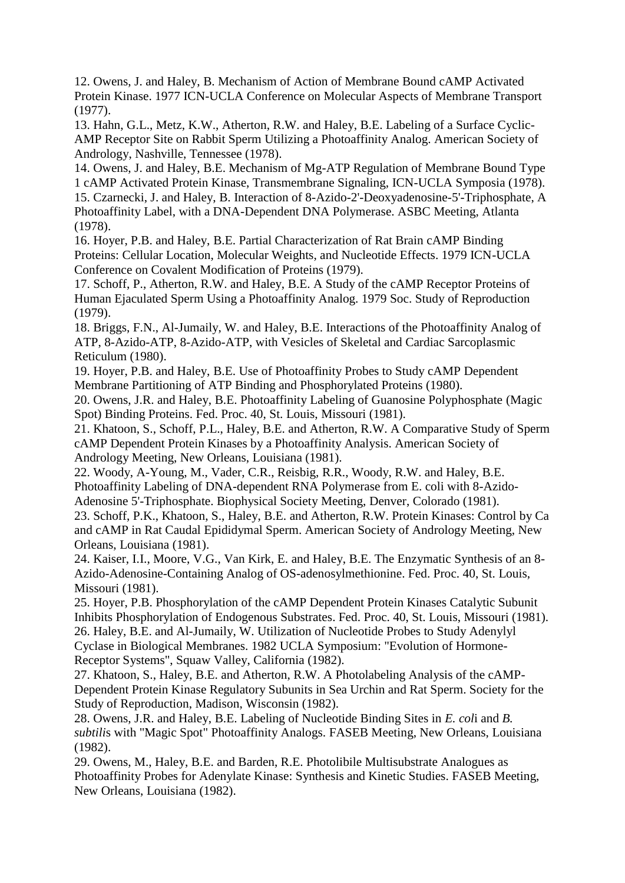12. Owens, J. and Haley, B. Mechanism of Action of Membrane Bound cAMP Activated Protein Kinase. 1977 ICN-UCLA Conference on Molecular Aspects of Membrane Transport (1977).

13. Hahn, G.L., Metz, K.W., Atherton, R.W. and Haley, B.E. Labeling of a Surface Cyclic-AMP Receptor Site on Rabbit Sperm Utilizing a Photoaffinity Analog. American Society of Andrology, Nashville, Tennessee (1978).

14. Owens, J. and Haley, B.E. Mechanism of Mg-ATP Regulation of Membrane Bound Type 1 cAMP Activated Protein Kinase, Transmembrane Signaling, ICN-UCLA Symposia (1978).

15. Czarnecki, J. and Haley, B. Interaction of 8-Azido-2'-Deoxyadenosine-5'-Triphosphate, A Photoaffinity Label, with a DNA-Dependent DNA Polymerase. ASBC Meeting, Atlanta (1978).

16. Hoyer, P.B. and Haley, B.E. Partial Characterization of Rat Brain cAMP Binding Proteins: Cellular Location, Molecular Weights, and Nucleotide Effects. 1979 ICN-UCLA Conference on Covalent Modification of Proteins (1979).

17. Schoff, P., Atherton, R.W. and Haley, B.E. A Study of the cAMP Receptor Proteins of Human Ejaculated Sperm Using a Photoaffinity Analog. 1979 Soc. Study of Reproduction (1979).

18. Briggs, F.N., Al-Jumaily, W. and Haley, B.E. Interactions of the Photoaffinity Analog of ATP, 8-Azido-ATP, 8-Azido-ATP, with Vesicles of Skeletal and Cardiac Sarcoplasmic Reticulum (1980).

19. Hoyer, P.B. and Haley, B.E. Use of Photoaffinity Probes to Study cAMP Dependent Membrane Partitioning of ATP Binding and Phosphorylated Proteins (1980).

20. Owens, J.R. and Haley, B.E. Photoaffinity Labeling of Guanosine Polyphosphate (Magic Spot) Binding Proteins. Fed. Proc. 40, St. Louis, Missouri (1981).

21. Khatoon, S., Schoff, P.L., Haley, B.E. and Atherton, R.W. A Comparative Study of Sperm cAMP Dependent Protein Kinases by a Photoaffinity Analysis. American Society of Andrology Meeting, New Orleans, Louisiana (1981).

22. Woody, A-Young, M., Vader, C.R., Reisbig, R.R., Woody, R.W. and Haley, B.E. Photoaffinity Labeling of DNA-dependent RNA Polymerase from E. coli with 8-Azido-Adenosine 5'-Triphosphate. Biophysical Society Meeting, Denver, Colorado (1981).

23. Schoff, P.K., Khatoon, S., Haley, B.E. and Atherton, R.W. Protein Kinases: Control by Ca and cAMP in Rat Caudal Epididymal Sperm. American Society of Andrology Meeting, New Orleans, Louisiana (1981).

24. Kaiser, I.I., Moore, V.G., Van Kirk, E. and Haley, B.E. The Enzymatic Synthesis of an 8-Azido-Adenosine-Containing Analog of OS-adenosylmethionine. Fed. Proc. 40, St. Louis, Missouri (1981).

25. Hoyer, P.B. Phosphorylation of the cAMP Dependent Protein Kinases Catalytic Subunit Inhibits Phosphorylation of Endogenous Substrates. Fed. Proc. 40, St. Louis, Missouri (1981).

26. Haley, B.E. and Al-Jumaily, W. Utilization of Nucleotide Probes to Study Adenylyl Cyclase in Biological Membranes. 1982 UCLA Symposium: "Evolution of Hormone-Receptor Systems", Squaw Valley, California (1982).

27. Khatoon, S., Haley, B.E. and Atherton, R.W. A Photolabeling Analysis of the cAMP-Dependent Protein Kinase Regulatory Subunits in Sea Urchin and Rat Sperm. Society for the Study of Reproduction, Madison, Wisconsin (1982).

28. Owens, J.R. and Haley, B.E. Labeling of Nucleotide Binding Sites in *E. coli* and *B. subtilis* with "Magic Spot" Photoaffinity Analogs. FASEB Meeting, New Orleans, Louisiana (1982).

29. Owens, M., Haley, B.E. and Barden, R.E. Photolibile Multisubstrate Analogues as Photoaffinity Probes for Adenylate Kinase: Synthesis and Kinetic Studies. FASEB Meeting, New Orleans, Louisiana (1982).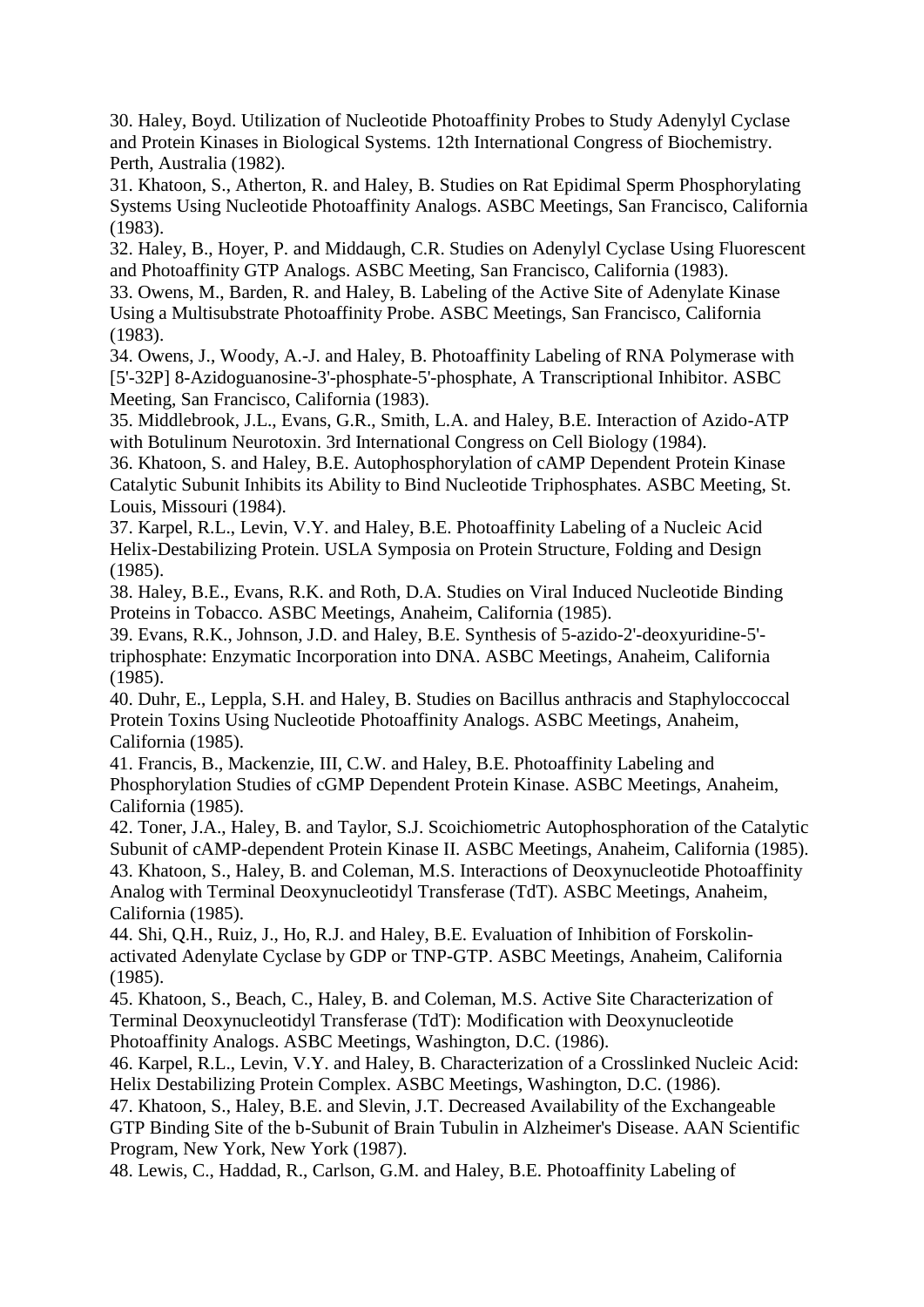30. Haley, Boyd. Utilization of Nucleotide Photoaffinity Probes to Study Adenylyl Cyclase and Protein Kinases in Biological Systems. 12th International Congress of Biochemistry. Perth, Australia (1982).

31. Khatoon, S., Atherton, R. and Haley, B. Studies on Rat Epidimal Sperm Phosphorylating Systems Using Nucleotide Photoaffinity Analogs. ASBC Meetings, San Francisco, California (1983).

32. Haley, B., Hoyer, P. and Middaugh, C.R. Studies on Adenylyl Cyclase Using Fluorescent and Photoaffinity GTP Analogs. ASBC Meeting, San Francisco, California (1983).

33. Owens, M., Barden, R. and Haley, B. Labeling of the Active Site of Adenylate Kinase Using a Multisubstrate Photoaffinity Probe. ASBC Meetings, San Francisco, California (1983).

34. Owens, J., Woody, A.-J. and Haley, B. Photoaffinity Labeling of RNA Polymerase with [5'-32P] 8-Azidoguanosine-3'-phosphate-5'-phosphate, A Transcriptional Inhibitor. ASBC Meeting, San Francisco, California (1983).

35. Middlebrook, J.L., Evans, G.R., Smith, L.A. and Haley, B.E. Interaction of Azido-ATP with Botulinum Neurotoxin. 3rd International Congress on Cell Biology (1984).

36. Khatoon, S. and Haley, B.E. Autophosphorylation of cAMP Dependent Protein Kinase Catalytic Subunit Inhibits its Ability to Bind Nucleotide Triphosphates. ASBC Meeting, St. Louis, Missouri (1984).

37. Karpel, R.L., Levin, V.Y. and Haley, B.E. Photoaffinity Labeling of a Nucleic Acid Helix-Destabilizing Protein. USLA Symposia on Protein Structure, Folding and Design (1985).

38. Haley, B.E., Evans, R.K. and Roth, D.A. Studies on Viral Induced Nucleotide Binding Proteins in Tobacco. ASBC Meetings, Anaheim, California (1985).

39. Evans, R.K., Johnson, J.D. and Haley, B.E. Synthesis of 5-azido-2'-deoxyuridine-5'-triphosphate: Enzymatic Incorporation into DNA. ASBC Meetings, Anaheim, California (1985).

40. Duhr, E., Leppla, S.H. and Haley, B. Studies on Bacillus anthracis and Staphyloccoccal Protein Toxins Using Nucleotide Photoaffinity Analogs. ASBC Meetings, Anaheim, California (1985).

41. Francis, B., Mackenzie, III, C.W. and Haley, B.E. Photoaffinity Labeling and Phosphorylation Studies of cGMP Dependent Protein Kinase. ASBC Meetings, Anaheim, California (1985).

42. Toner, J.A., Haley, B. and Taylor, S.J. Scoichiometric Autophosphoration of the Catalytic Subunit of cAMP-dependent Protein Kinase II. ASBC Meetings, Anaheim, California (1985).

43. Khatoon, S., Haley, B. and Coleman, M.S. Interactions of Deoxynucleotide Photoaffinity Analog with Terminal Deoxynucleotidyl Transferase (TdT). ASBC Meetings, Anaheim, California (1985).

44. Shi, Q.H., Ruiz, J., Ho, R.J. and Haley, B.E. Evaluation of Inhibition of Forskolin-activated Adenylate Cyclase by GDP or TNP-GTP. ASBC Meetings, Anaheim, California (1985).

45. Khatoon, S., Beach, C., Haley, B. and Coleman, M.S. Active Site Characterization of Terminal Deoxynucleotidyl Transferase (TdT): Modification with Deoxynucleotide Photoaffinity Analogs. ASBC Meetings, Washington, D.C. (1986).

46. Karpel, R.L., Levin, V.Y. and Haley, B. Characterization of a Crosslinked Nucleic Acid: Helix Destabilizing Protein Complex. ASBC Meetings, Washington, D.C. (1986).

47. Khatoon, S., Haley, B.E. and Slevin, J.T. Decreased Availability of the Exchangeable GTP Binding Site of the b-Subunit of Brain Tubulin in Alzheimer's Disease. AAN Scientific Program, New York, New York (1987).

48. Lewis, C., Haddad, R., Carlson, G.M. and Haley, B.E. Photoaffinity Labeling of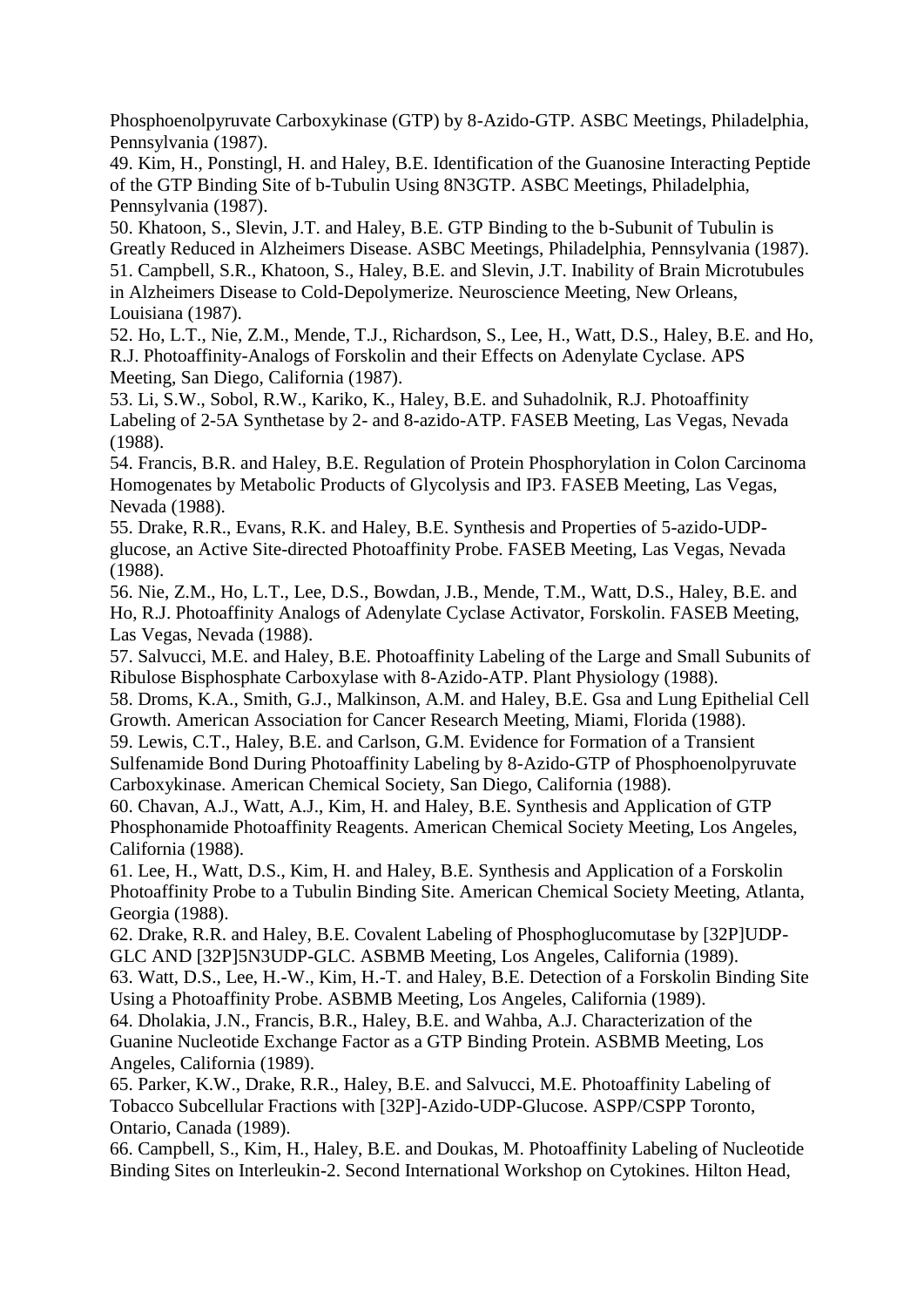Phosphoenolpyruvate Carboxykinase (GTP) by 8-Azido-GTP. ASBC Meetings, Philadelphia, Pennsylvania (1987).

49. Kim, H., Ponstingl, H. and Haley, B.E. Identification of the Guanosine Interacting Peptide of the GTP Binding Site of b-Tubulin Using 8N3GTP. ASBC Meetings, Philadelphia, Pennsylvania (1987).

50. Khatoon, S., Slevin, J.T. and Haley, B.E. GTP Binding to the b-Subunit of Tubulin is Greatly Reduced in Alzheimers Disease. ASBC Meetings, Philadelphia, Pennsylvania (1987).

51. Campbell, S.R., Khatoon, S., Haley, B.E. and Slevin, J.T. Inability of Brain Microtubules in Alzheimers Disease to Cold-Depolymerize. Neuroscience Meeting, New Orleans, Louisiana (1987).

52. Ho, L.T., Nie, Z.M., Mende, T.J., Richardson, S., Lee, H., Watt, D.S., Haley, B.E. and Ho, R.J. Photoaffinity-Analogs of Forskolin and their Effects on Adenylate Cyclase. APS Meeting, San Diego, California (1987).

53. Li, S.W., Sobol, R.W., Kariko, K., Haley, B.E. and Suhadolnik, R.J. Photoaffinity Labeling of 2-5A Synthetase by 2- and 8-azido-ATP. FASEB Meeting, Las Vegas, Nevada (1988).

54. Francis, B.R. and Haley, B.E. Regulation of Protein Phosphorylation in Colon Carcinoma Homogenates by Metabolic Products of Glycolysis and IP3. FASEB Meeting, Las Vegas, Nevada (1988).

55. Drake, R.R., Evans, R.K. and Haley, B.E. Synthesis and Properties of 5-azido-UDP-glucose, an Active Site-directed Photoaffinity Probe. FASEB Meeting, Las Vegas, Nevada (1988).

56. Nie, Z.M., Ho, L.T., Lee, D.S., Bowdan, J.B., Mende, T.M., Watt, D.S., Haley, B.E. and Ho, R.J. Photoaffinity Analogs of Adenylate Cyclase Activator, Forskolin. FASEB Meeting, Las Vegas, Nevada (1988).

57. Salvucci, M.E. and Haley, B.E. Photoaffinity Labeling of the Large and Small Subunits of Ribulose Bisphosphate Carboxylase with 8-Azido-ATP. Plant Physiology (1988).

58. Droms, K.A., Smith, G.J., Malkinson, A.M. and Haley, B.E. Gsa and Lung Epithelial Cell Growth. American Association for Cancer Research Meeting, Miami, Florida (1988).

59. Lewis, C.T., Haley, B.E. and Carlson, G.M. Evidence for Formation of a Transient Sulfenamide Bond During Photoaffinity Labeling by 8-Azido-GTP of Phosphoenolpyruvate Carboxykinase. American Chemical Society, San Diego, California (1988).

60. Chavan, A.J., Watt, A.J., Kim, H. and Haley, B.E. Synthesis and Application of GTP Phosphonamide Photoaffinity Reagents. American Chemical Society Meeting, Los Angeles, California (1988).

61. Lee, H., Watt, D.S., Kim, H. and Haley, B.E. Synthesis and Application of a Forskolin Photoaffinity Probe to a Tubulin Binding Site. American Chemical Society Meeting, Atlanta, Georgia (1988).

62. Drake, R.R. and Haley, B.E. Covalent Labeling of Phosphoglucomutase by [32P]UDP-GLC AND [32P]5N3UDP-GLC. ASBMB Meeting, Los Angeles, California (1989).

63. Watt, D.S., Lee, H.-W., Kim, H.-T. and Haley, B.E. Detection of a Forskolin Binding Site Using a Photoaffinity Probe. ASBMB Meeting, Los Angeles, California (1989).

64. Dholakia, J.N., Francis, B.R., Haley, B.E. and Wahba, A.J. Characterization of the Guanine Nucleotide Exchange Factor as a GTP Binding Protein. ASBMB Meeting, Los Angeles, California (1989).

65. Parker, K.W., Drake, R.R., Haley, B.E. and Salvucci, M.E. Photoaffinity Labeling of Tobacco Subcellular Fractions with [32P]-Azido-UDP-Glucose. ASPP/CSPP Toronto, Ontario, Canada (1989).

66. Campbell, S., Kim, H., Haley, B.E. and Doukas, M. Photoaffinity Labeling of Nucleotide Binding Sites on Interleukin-2. Second International Workshop on Cytokines. Hilton Head,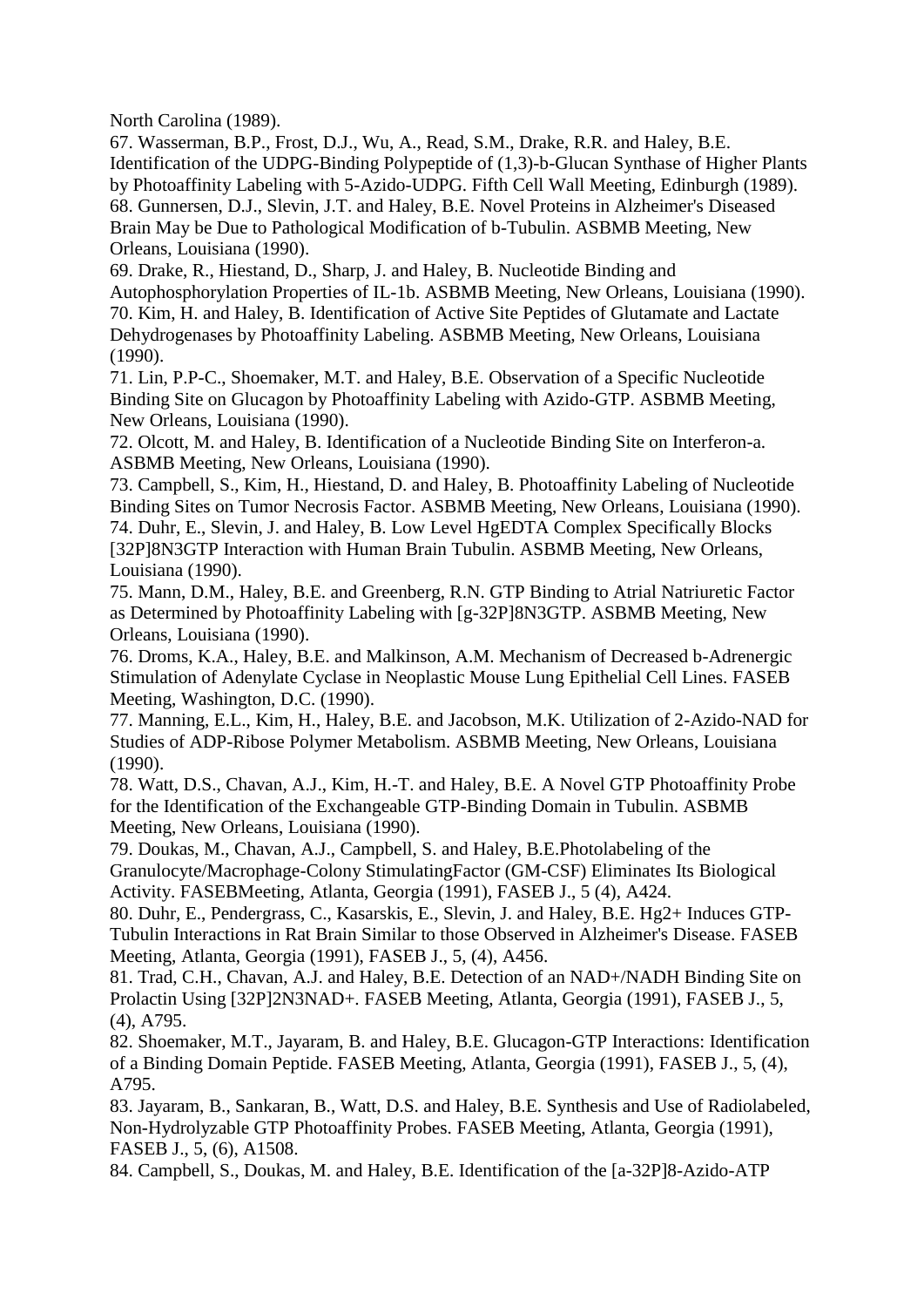North Carolina (1989).

67. Wasserman, B.P., Frost, D.J., Wu, A., Read, S.M., Drake, R.R. and Haley, B.E. Identification of the UDPG-Binding Polypeptide of (1,3)-b-Glucan Synthase of Higher Plants by Photoaffinity Labeling with 5-Azido-UDPG. Fifth Cell Wall Meeting, Edinburgh (1989).

68. Gunnersen, D.J., Slevin, J.T. and Haley, B.E. Novel Proteins in Alzheimer's Diseased Brain May be Due to Pathological Modification of b-Tubulin. ASBMB Meeting, New Orleans, Louisiana (1990).

69. Drake, R., Hiestand, D., Sharp, J. and Haley, B. Nucleotide Binding and Autophosphorylation Properties of IL-1b. ASBMB Meeting, New Orleans, Louisiana (1990).

70. Kim, H. and Haley, B. Identification of Active Site Peptides of Glutamate and Lactate Dehydrogenases by Photoaffinity Labeling. ASBMB Meeting, New Orleans, Louisiana (1990).

71. Lin, P.P-C., Shoemaker, M.T. and Haley, B.E. Observation of a Specific Nucleotide Binding Site on Glucagon by Photoaffinity Labeling with Azido-GTP. ASBMB Meeting, New Orleans, Louisiana (1990).

72. Olcott, M. and Haley, B. Identification of a Nucleotide Binding Site on Interferon-a. ASBMB Meeting, New Orleans, Louisiana (1990).

73. Campbell, S., Kim, H., Hiestand, D. and Haley, B. Photoaffinity Labeling of Nucleotide Binding Sites on Tumor Necrosis Factor. ASBMB Meeting, New Orleans, Louisiana (1990).

74. Duhr, E., Slevin, J. and Haley, B. Low Level HgEDTA Complex Specifically Blocks [32P]8N3GTP Interaction with Human Brain Tubulin. ASBMB Meeting, New Orleans, Louisiana (1990).

75. Mann, D.M., Haley, B.E. and Greenberg, R.N. GTP Binding to Atrial Natriuretic Factor as Determined by Photoaffinity Labeling with [g-32P]8N3GTP. ASBMB Meeting, New Orleans, Louisiana (1990).

76. Droms, K.A., Haley, B.E. and Malkinson, A.M. Mechanism of Decreased b-Adrenergic Stimulation of Adenylate Cyclase in Neoplastic Mouse Lung Epithelial Cell Lines. FASEB Meeting, Washington, D.C. (1990).

77. Manning, E.L., Kim, H., Haley, B.E. and Jacobson, M.K. Utilization of 2-Azido-NAD for Studies of ADP-Ribose Polymer Metabolism. ASBMB Meeting, New Orleans, Louisiana (1990).

78. Watt, D.S., Chavan, A.J., Kim, H.-T. and Haley, B.E. A Novel GTP Photoaffinity Probe for the Identification of the Exchangeable GTP-Binding Domain in Tubulin. ASBMB Meeting, New Orleans, Louisiana (1990).

79. Doukas, M., Chavan, A.J., Campbell, S. and Haley, B.E.Photolabeling of the Granulocyte/Macrophage-Colony StimulatingFactor (GM-CSF) Eliminates Its Biological Activity. FASEBMeeting, Atlanta, Georgia (1991), FASEB J., 5 (4), A424.

80. Duhr, E., Pendergrass, C., Kasarskis, E., Slevin, J. and Haley, B.E. Hg2+ Induces GTP-Tubulin Interactions in Rat Brain Similar to those Observed in Alzheimer's Disease. FASEB Meeting, Atlanta, Georgia (1991), FASEB J., 5, (4), A456.

81. Trad, C.H., Chavan, A.J. and Haley, B.E. Detection of an NAD+/NADH Binding Site on Prolactin Using [32P]2N3NAD+. FASEB Meeting, Atlanta, Georgia (1991), FASEB J., 5, (4), A795.

82. Shoemaker, M.T., Jayaram, B. and Haley, B.E. Glucagon-GTP Interactions: Identification of a Binding Domain Peptide. FASEB Meeting, Atlanta, Georgia (1991), FASEB J., 5, (4), A795.

83. Jayaram, B., Sankaran, B., Watt, D.S. and Haley, B.E. Synthesis and Use of Radiolabeled, Non-Hydrolyzable GTP Photoaffinity Probes. FASEB Meeting, Atlanta, Georgia (1991), FASEB J., 5, (6), A1508.

84. Campbell, S., Doukas, M. and Haley, B.E. Identification of the [a-32P]8-Azido-ATP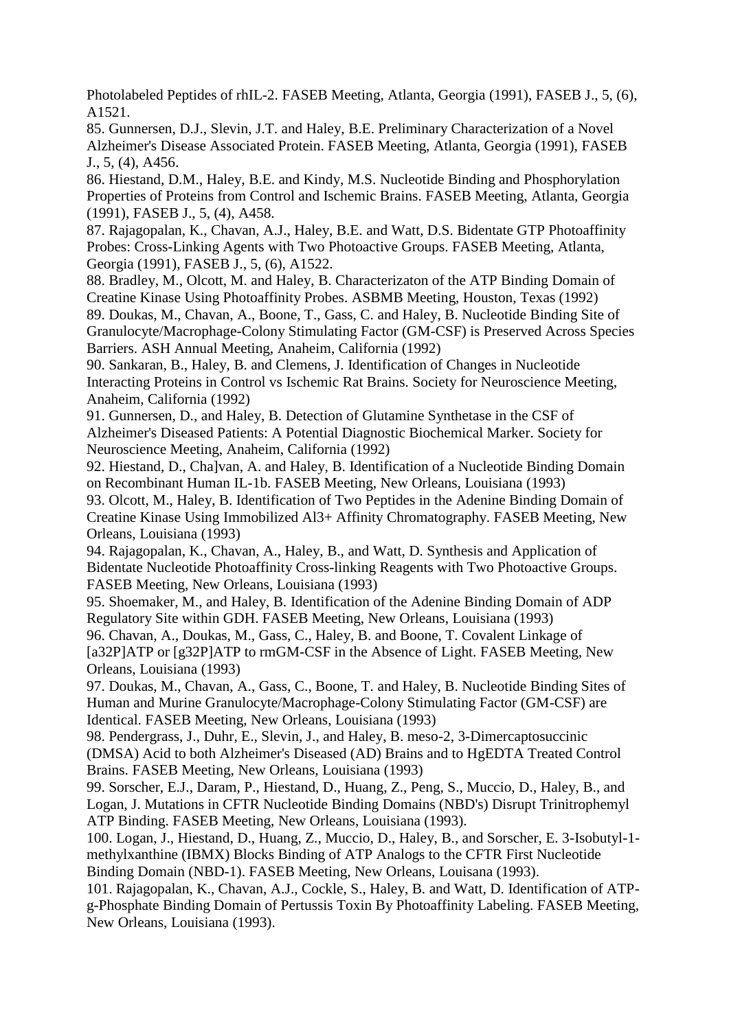Photolabeled Peptides of rhIL-2. FASEB Meeting, Atlanta, Georgia (1991), FASEB J., 5, (6), A1521.

85. Gunnersen, D.J., Slevin, J.T. and Haley, B.E. Preliminary Characterization of a Novel Alzheimer's Disease Associated Protein. FASEB Meeting, Atlanta, Georgia (1991), FASEB J., 5, (4), A456.

86. Hiestand, D.M., Haley, B.E. and Kindy, M.S. Nucleotide Binding and Phosphorylation Properties of Proteins from Control and Ischemic Brains. FASEB Meeting, Atlanta, Georgia (1991), FASEB J., 5, (4), A458.

87. Rajagopalan, K., Chavan, A.J., Haley, B.E. and Watt, D.S. Bidentate GTP Photoaffinity Probes: Cross-Linking Agents with Two Photoactive Groups. FASEB Meeting, Atlanta, Georgia (1991), FASEB J., 5, (6), A1522.

88. Bradley, M., Olcott, M. and Haley, B. Characterizaton of the ATP Binding Domain of Creatine Kinase Using Photoaffinity Probes. ASBMB Meeting, Houston, Texas (1992)

89. Doukas, M., Chavan, A., Boone, T., Gass, C. and Haley, B. Nucleotide Binding Site of Granulocyte/Macrophage-Colony Stimulating Factor (GM-CSF) is Preserved Across Species Barriers. ASH Annual Meeting, Anaheim, California (1992)

90. Sankaran, B., Haley, B. and Clemens, J. Identification of Changes in Nucleotide Interacting Proteins in Control vs Ischemic Rat Brains. Society for Neuroscience Meeting, Anaheim, California (1992)

91. Gunnersen, D., and Haley, B. Detection of Glutamine Synthetase in the CSF of Alzheimer's Diseased Patients: A Potential Diagnostic Biochemical Marker. Society for Neuroscience Meeting, Anaheim, California (1992)

92. Hiestand, D., Cha]van, A. and Haley, B. Identification of a Nucleotide Binding Domain on Recombinant Human IL-1b. FASEB Meeting, New Orleans, Louisiana (1993)

93. Olcott, M., Haley, B. Identification of Two Peptides in the Adenine Binding Domain of Creatine Kinase Using Immobilized Al3+ Affinity Chromatography. FASEB Meeting, New Orleans, Louisiana (1993)

94. Rajagopalan, K., Chavan, A., Haley, B., and Watt, D. Synthesis and Application of Bidentate Nucleotide Photoaffinity Cross-linking Reagents with Two Photoactive Groups. FASEB Meeting, New Orleans, Louisiana (1993)

95. Shoemaker, M., and Haley, B. Identification of the Adenine Binding Domain of ADP Regulatory Site within GDH. FASEB Meeting, New Orleans, Louisiana (1993)

96. Chavan, A., Doukas, M., Gass, C., Haley, B. and Boone, T. Covalent Linkage of [a32P]ATP or [g32P]ATP to rmGM-CSF in the Absence of Light. FASEB Meeting, New Orleans, Louisiana (1993)

97. Doukas, M., Chavan, A., Gass, C., Boone, T. and Haley, B. Nucleotide Binding Sites of Human and Murine Granulocyte/Macrophage-Colony Stimulating Factor (GM-CSF) are Identical. FASEB Meeting, New Orleans, Louisiana (1993)

98. Pendergrass, J., Duhr, E., Slevin, J., and Haley, B. meso-2, 3-Dimercaptosuccinic (DMSA) Acid to both Alzheimer's Diseased (AD) Brains and to HgEDTA Treated Control Brains. FASEB Meeting, New Orleans, Louisiana (1993)

99. Sorscher, E.J., Daram, P., Hiestand, D., Huang, Z., Peng, S., Muccio, D., Haley, B., and Logan, J. Mutations in CFTR Nucleotide Binding Domains (NBD's) Disrupt Trinitrophemyl ATP Binding. FASEB Meeting, New Orleans, Louisiana (1993).

100. Logan, J., Hiestand, D., Huang, Z., Muccio, D., Haley, B., and Sorscher, E. 3-Isobutyl-1-methylxanthine (IBMX) Blocks Binding of ATP Analogs to the CFTR First Nucleotide Binding Domain (NBD-1). FASEB Meeting, New Orleans, Louisana (1993).

101. Rajagopalan, K., Chavan, A.J., Cockle, S., Haley, B. and Watt, D. Identification of ATP-g-Phosphate Binding Domain of Pertussis Toxin By Photoaffinity Labeling. FASEB Meeting, New Orleans, Louisiana (1993).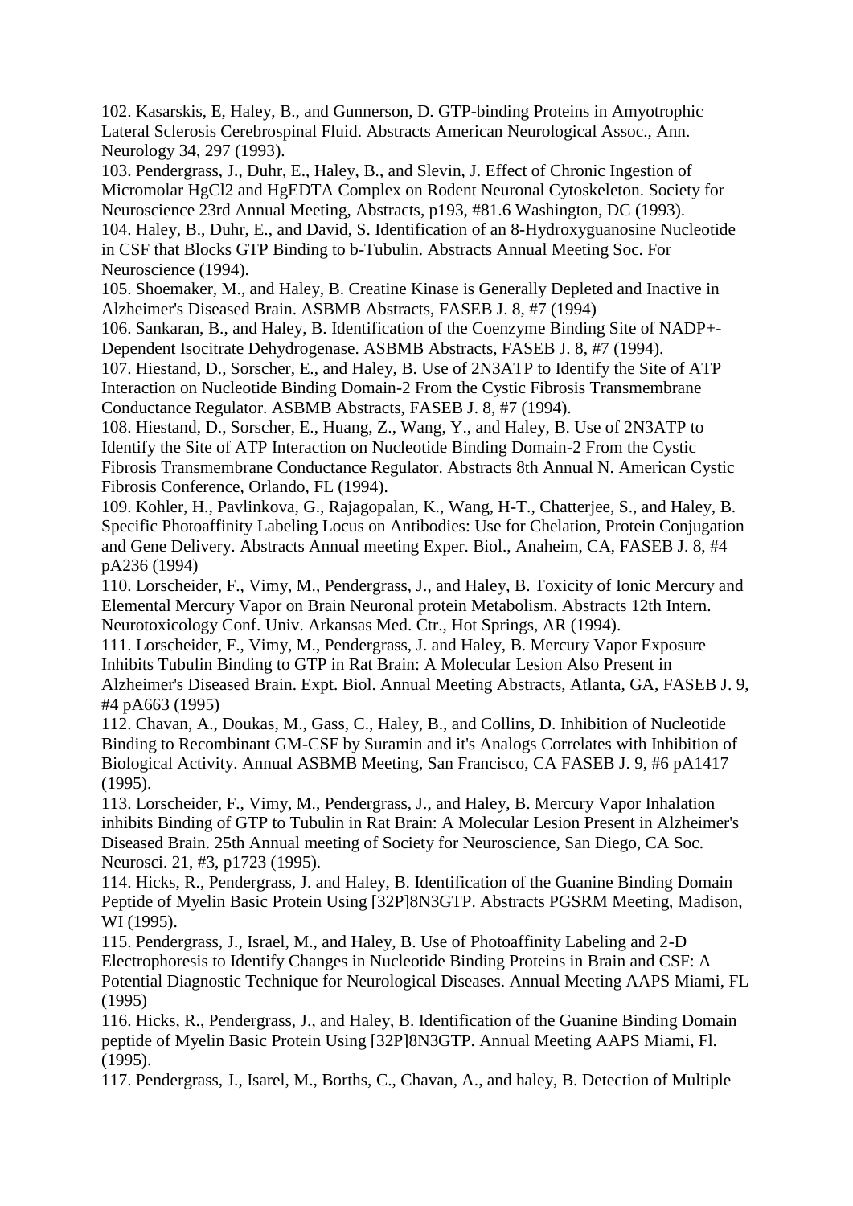102. Kasarskis, E, Haley, B., and Gunnerson, D. GTP-binding Proteins in Amyotrophic Lateral Sclerosis Cerebrospinal Fluid. Abstracts American Neurological Assoc., Ann. Neurology 34, 297 (1993).

103. Pendergrass, J., Duhr, E., Haley, B., and Slevin, J. Effect of Chronic Ingestion of Micromolar HgCl2 and HgEDTA Complex on Rodent Neuronal Cytoskeleton. Society for Neuroscience 23rd Annual Meeting, Abstracts, p193, #81.6 Washington, DC (1993).

104. Haley, B., Duhr, E., and David, S. Identification of an 8-Hydroxyguanosine Nucleotide in CSF that Blocks GTP Binding to b-Tubulin. Abstracts Annual Meeting Soc. For Neuroscience (1994).

105. Shoemaker, M., and Haley, B. Creatine Kinase is Generally Depleted and Inactive in Alzheimer's Diseased Brain. ASBMB Abstracts, FASEB J. 8, #7 (1994)

106. Sankaran, B., and Haley, B. Identification of the Coenzyme Binding Site of NADP+-Dependent Isocitrate Dehydrogenase. ASBMB Abstracts, FASEB J. 8, #7 (1994).

107. Hiestand, D., Sorscher, E., and Haley, B. Use of 2N3ATP to Identify the Site of ATP Interaction on Nucleotide Binding Domain-2 From the Cystic Fibrosis Transmembrane Conductance Regulator. ASBMB Abstracts, FASEB J. 8, #7 (1994).

108. Hiestand, D., Sorscher, E., Huang, Z., Wang, Y., and Haley, B. Use of 2N3ATP to Identify the Site of ATP Interaction on Nucleotide Binding Domain-2 From the Cystic Fibrosis Transmembrane Conductance Regulator. Abstracts 8th Annual N. American Cystic Fibrosis Conference, Orlando, FL (1994).

109. Kohler, H., Pavlinkova, G., Rajagopalan, K., Wang, H-T., Chatterjee, S., and Haley, B. Specific Photoaffinity Labeling Locus on Antibodies: Use for Chelation, Protein Conjugation and Gene Delivery. Abstracts Annual meeting Exper. Biol., Anaheim, CA, FASEB J. 8, #4 pA236 (1994)

110. Lorscheider, F., Vimy, M., Pendergrass, J., and Haley, B. Toxicity of Ionic Mercury and Elemental Mercury Vapor on Brain Neuronal protein Metabolism. Abstracts 12th Intern. Neurotoxicology Conf. Univ. Arkansas Med. Ctr., Hot Springs, AR (1994).

111. Lorscheider, F., Vimy, M., Pendergrass, J. and Haley, B. Mercury Vapor Exposure Inhibits Tubulin Binding to GTP in Rat Brain: A Molecular Lesion Also Present in Alzheimer's Diseased Brain. Expt. Biol. Annual Meeting Abstracts, Atlanta, GA, FASEB J. 9, #4 pA663 (1995)

112. Chavan, A., Doukas, M., Gass, C., Haley, B., and Collins, D. Inhibition of Nucleotide Binding to Recombinant GM-CSF by Suramin and it's Analogs Correlates with Inhibition of Biological Activity. Annual ASBMB Meeting, San Francisco, CA FASEB J. 9, #6 pA1417 (1995).

113. Lorscheider, F., Vimy, M., Pendergrass, J., and Haley, B. Mercury Vapor Inhalation inhibits Binding of GTP to Tubulin in Rat Brain: A Molecular Lesion Present in Alzheimer's Diseased Brain. 25th Annual meeting of Society for Neuroscience, San Diego, CA Soc. Neurosci. 21, #3, p1723 (1995).

114. Hicks, R., Pendergrass, J. and Haley, B. Identification of the Guanine Binding Domain Peptide of Myelin Basic Protein Using [32P]8N3GTP. Abstracts PGSRM Meeting, Madison, WI (1995).

115. Pendergrass, J., Israel, M., and Haley, B. Use of Photoaffinity Labeling and 2-D Electrophoresis to Identify Changes in Nucleotide Binding Proteins in Brain and CSF: A Potential Diagnostic Technique for Neurological Diseases. Annual Meeting AAPS Miami, FL (1995)

116. Hicks, R., Pendergrass, J., and Haley, B. Identification of the Guanine Binding Domain peptide of Myelin Basic Protein Using [32P]8N3GTP. Annual Meeting AAPS Miami, Fl. (1995).

117. Pendergrass, J., Isarel, M., Borths, C., Chavan, A., and haley, B. Detection of Multiple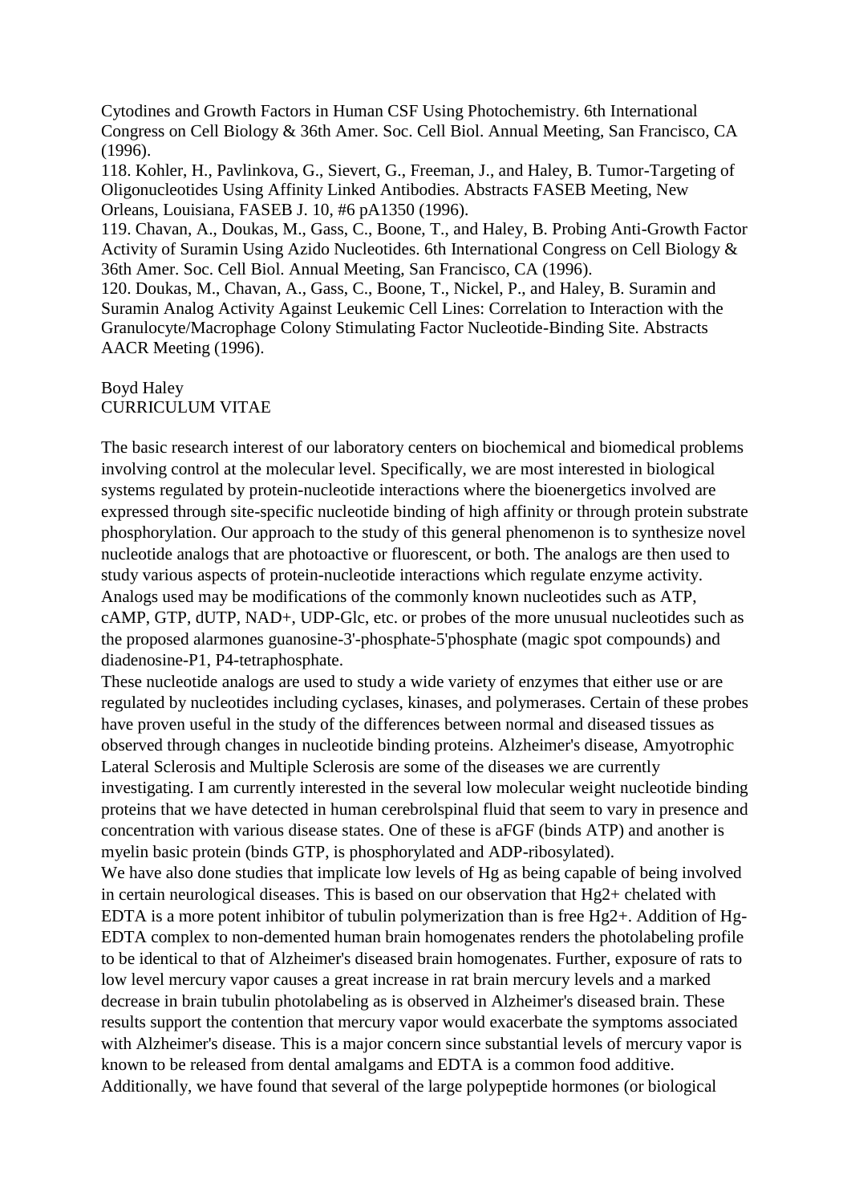Cytodines and Growth Factors in Human CSF Using Photochemistry. 6th International Congress on Cell Biology & 36th Amer. Soc. Cell Biol. Annual Meeting, San Francisco, CA (1996).

118. Kohler, H., Pavlinkova, G., Sievert, G., Freeman, J., and Haley, B. Tumor-Targeting of Oligonucleotides Using Affinity Linked Antibodies. Abstracts FASEB Meeting, New Orleans, Louisiana, FASEB J. 10, #6 pA1350 (1996).

119. Chavan, A., Doukas, M., Gass, C., Boone, T., and Haley, B. Probing Anti-Growth Factor Activity of Suramin Using Azido Nucleotides. 6th International Congress on Cell Biology & 36th Amer. Soc. Cell Biol. Annual Meeting, San Francisco, CA (1996).

120. Doukas, M., Chavan, A., Gass, C., Boone, T., Nickel, P., and Haley, B. Suramin and Suramin Analog Activity Against Leukemic Cell Lines: Correlation to Interaction with the Granulocyte/Macrophage Colony Stimulating Factor Nucleotide-Binding Site. Abstracts AACR Meeting (1996).

Boyd Haley
CURRICULUM VITAE

The basic research interest of our laboratory centers on biochemical and biomedical problems involving control at the molecular level. Specifically, we are most interested in biological systems regulated by protein-nucleotide interactions where the bioenergetics involved are expressed through site-specific nucleotide binding of high affinity or through protein substrate phosphorylation. Our approach to the study of this general phenomenon is to synthesize novel nucleotide analogs that are photoactive or fluorescent, or both. The analogs are then used to study various aspects of protein-nucleotide interactions which regulate enzyme activity. Analogs used may be modifications of the commonly known nucleotides such as ATP, cAMP, GTP, dUTP, NAD+, UDP-Glc, etc. or probes of the more unusual nucleotides such as the proposed alarmones guanosine-3'-phosphate-5'phosphate (magic spot compounds) and diadenosine-P1, P4-tetraphosphate.

These nucleotide analogs are used to study a wide variety of enzymes that either use or are regulated by nucleotides including cyclases, kinases, and polymerases. Certain of these probes have proven useful in the study of the differences between normal and diseased tissues as observed through changes in nucleotide binding proteins. Alzheimer's disease, Amyotrophic Lateral Sclerosis and Multiple Sclerosis are some of the diseases we are currently investigating. I am currently interested in the several low molecular weight nucleotide binding proteins that we have detected in human cerebrolspinal fluid that seem to vary in presence and concentration with various disease states. One of these is aFGF (binds ATP) and another is myelin basic protein (binds GTP, is phosphorylated and ADP-ribosylated).

We have also done studies that implicate low levels of Hg as being capable of being involved in certain neurological diseases. This is based on our observation that $Hg^{2+}$ chelated with EDTA is a more potent inhibitor of tubulin polymerization than is free $Hg^{2+}$. Addition of Hg-EDTA complex to non-demented human brain homogenates renders the photolabeling profile to be identical to that of Alzheimer's diseased brain homogenates. Further, exposure of rats to low level mercury vapor causes a great increase in rat brain mercury levels and a marked decrease in brain tubulin photolabeling as is observed in Alzheimer's diseased brain. These results support the contention that mercury vapor would exacerbate the symptoms associated with Alzheimer's disease. This is a major concern since substantial levels of mercury vapor is known to be released from dental amalgams and EDTA is a common food additive. Additionally, we have found that several of the large polypeptide hormones (or biological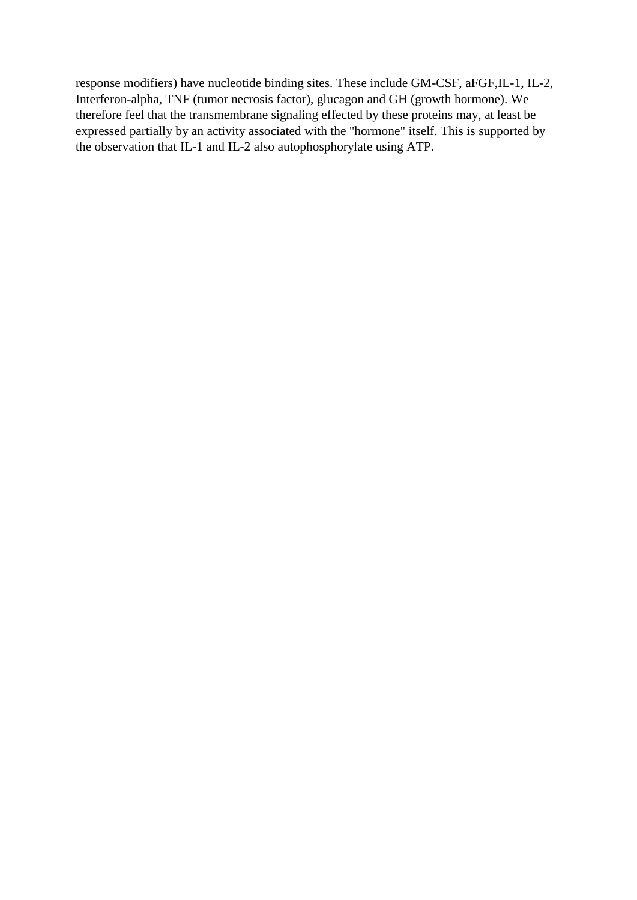response modifiers) have nucleotide binding sites. These include GM-CSF, aFGF,IL-1, IL-2, Interferon-alpha, TNF (tumor necrosis factor), glucagon and GH (growth hormone). We therefore feel that the transmembrane signaling effected by these proteins may, at least be expressed partially by an activity associated with the "hormone" itself. This is supported by the observation that IL-1 and IL-2 also autophosphorylate using ATP.